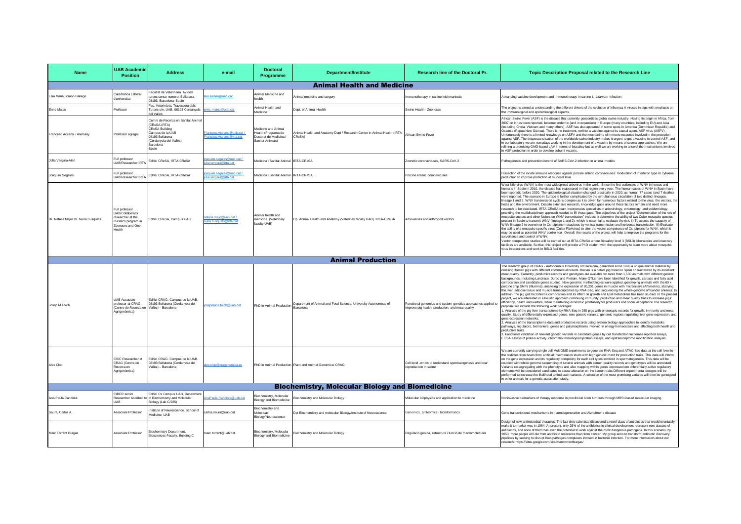| Name | UAB Academic Position | Address | e-mail | Doctoral Programme | Department/Institute | Research line of the Doctoral Pr. | Topic Description Proposal related to the Research Line |
|---|---|---|---|---|---|---|---|
| **Animal Health and Medicine** | | | | | | | |
| Laia Maria Solano Gallego | Catedràtica Laboral d'universitat | Facultat de Veterinaria. Av dels turons sense numero, Bellaterra 08193, Barcelona, Spain | laia.solano@uab.cat | Animal Medicine and health | Animal medicine and surgery | Immunotherapy in canine leishmaniosis | Advancing vaccine development and immunotherapy in canine *L. infantum* infection |
| Enric Mateu | Professor | Fac. Veterinària, Travessera dels Turons s/n, UAB, 08193 Cerdanyola del Vallès | enric.mateu@uab.cat | Animal Health and Medicine | Dept. of Animal Health | Swine Health - Zoonoses | The project is aimed at understanding the different drivers of the evolution of influenza A viruses in pigs with emphasis on the immunological and epidemiological aspects. |
| Francesc Accensi i Alemany | Professor agregat | Centre de Recerca en Sanitat Animal (CReSA-IRTA) CReSA Building Campus de la UAB 08193 Bellaterra (Cerdanyola del Vallès) Barcelona Spain | Francesc.Accensi@uab.cat / Francesc.Accensi@irta.cat | Medicine and Animal Health (Programa de Doctorat de Medicina i Sanitat Animals) | Animal Health and Anatomy Dept / Research Center in Animal Health (IRTA-CReSA) | African Swine Fever | African Swine Fever (ASF) is the disease that currently geopardizes global swine industry. Having its origin in Africa, from 2007 on it has been reported, become endemic (and in expansion) in Europe (many countries, including EU) and Asia (including China, Vietnam and many others) -ASF has also appeared in some spots in America (Dominican Republic) and Oceania (Papua New Guinea). There is no treatment, neither a vaccine against its causal agent, ASF virus (ASFV). Unfortunately there is a limited knowledge on ASFV and the mechanisms of immune response involved in the protection against ASF. The desperate situation of the worldwide swine industry makes it urgent to get a vaccine to control ASF, and in our laboratory we are nowadays working in the development of a vaccine by means of several approaches: We are refining a promising GMO-based LAV in terms of biosafety but as well we are working to unravel the mechanisms involved in ASF-protection in order to develop subunit vaccins. |
| Júlia Vergara-Alert | Full professor UAB/Researcher IRTA | Edifici CReSA, IRTA-CReSA | joaquim.segales@uab.cat / julia.vergara@irta.cat | Medicina i Sanitat Animal | IRTA-CReSA | Zoonotic coronaviruses, SARS-CoV-2 | Pathogenesis and prevention/control of SARS-CoV-2 infection in animal models |
| Joaquim Segalés | Full professor UAB/Researcher IRTA | Edifici CReSA, IRTA-CReSA | joaquim.segales@uab.cat / julia.vergara@irta.cat | Medicina i Sanitat Animal | IRTA-CReSA | Porcine enteric coronaviruses | Dissection of the innate immune response against porcine enteric coronaviruses: modulation of interferon type III cytokine production to improve protection at mucosal level |
| Dr. Natàlia Majó/ Dr. Núria Busquets | Full professor UAB/Collaborator researcher at the master's program in Zoonoses and One Health | Edifici CReSA, Campus UAB | natalia.majo@uab.cat / nuria.busquets@irta.cat | Animal health and medicine (Veterinary faculty UAB) | Dp. Animal Health and Anatomy (Veterinay faculty UAB) /IRTA-CReSA | Arboviruses and arthropod vectors | West Nile virus (WNV) is the most widespread arbovirus in the world. Since the first outbreaks of WNV in horses and humans in Spain in 2010, the disease has reappeared in that region every year. The human cases of WNV in Spain have been sporadic before 2020. The epidemiological situation changed drastically in 2020, as human 77 cases (and 7 deaths) were reported. The scenario in Europe is further complicated by the simultaneous circulation of two distinct lineages, lineage 1 and 2. WNV transmission cycle is complex as it is driven by numerous factors related to the virus, the vectors, the hosts and the environment. Despite extensive research, knowledge gaps around these factors remain and need more research to be elucidated. IRTA-CReSA team incorporates specialists in arbovirology, entomology, and epidemiology, providing the multidisciplinary approach needed to fill those gaps. The objectives of the project "Determination of the role of mosquito vectors and other factors on WNV transmission" include: i) determine the ability of two Culex mosquito species present in Spain to transmit WNV (lineage 1 and 2), which is essential to evaluate the risk. ii) To assess the capacity of WNV lineage 2 to overwinter in Cx. pipiens mosquitoes by vertical transmission and horizontal transmission. iii) Evaluate the ability of a mosquito-specific virus (Culex Flavivirus) to alter the vector competence of Cx. pipiens for WNV, which it may be used as potential WNV control tool. Overall, the results of the project will help to improve the programs for the surveillance and control of WNV. Vector competence studies will be carried out at IRTA-CReSA where Biosafety level 3 (BSL3) laboratories and insectary facilities are available. So that, this project will provide a PhD student with the opportunity to learn more about mosquito-virus interactions and work in BSL3 facilities. |
| **Animal Production** | | | | | | | |
| Josep M Folch | UAB Associate professor at CRAG (Centre de Recerca en Agrigenòmica) | Edifici CRAG. Campus de la UAB. 08193 Bellaterra (Cerdanyola del Vallès) – Barcelona | josepmaria.folch@uab.cat | PhD in Animal Production | Department of Animal and Food Science, University Autonomous of Barcelona | Functional genomics and system genetics approaches applied to improve pig health, production, and meat quality | The research group of CRAG - Autonomous University of Barcelona, generated since 1996 a unique animal material by crossing Iberian pigs with different commercial breeds. Iberian is a native pig breed in Spain characterized by its excellent meat quality. Currently, productive records and genotypes are available for more than 1,500 animals with different genetic backgrounds, including Landrace, Duroc and Pietrain. Many QTLs have been identified for growth, carcass and fatty acid composition and candidate genes studied. New genomic methodologies were applied, genotyping animals with the 60 k porcine chip SNPs (Illumina), analysing the expression of 20,201 genes in muscle with microarrays (Affymetrix), studying the liver, adipose tissue and muscle transcriptomes by RNA-Seq, and sequencing the whole-genome of founder animals. In addition, the pig gut microbiome composition and its effect on growth and lipid metabolism has been studied. In the present project, we are interested in a holistic approach combining immunity, production and meat quality traits to increase pigs' efficiency, health and welfare, while maintaining economic profitability for producers and social acceptance.The research proposal will include the following work packages: 1. Analysis of the pig liver transcriptome by RNA-Seq in 250 pigs with phenotypic records for growth, immunity and meat quality. Study of differentially expressed genes, new genetic variants, genomic regions regulating liver gene expression, and gene expression networks. 2. Analysis of the transcriptome data and productive records using system biology approaches to identify metabolic pathways, regulators, biomarkers, genes and polymorphisms involved in energy homeostasis and affecting both health and productive traits. 3. Functional validation of relevant genetic variants in candidate genes by cell transfection luciferase reported assays, ELISA assays of protein activity, chromatin immunoprecipitation assays, and epitranscriptome modification analysis. |
| Alex Clop | CSIC Researcher at CRAG (Centre de Recerca en Agrigenòmica) | Edifici CRAG. Campus de la UAB. 08193 Bellaterra (Cerdanyola del Vallès) – Barcelona | alex.clop@cragenomica.es | PhD in Animal Production | Plant and Animal Genomics/ CRAG | Cell level -omics to understand spermatogenesis and boar reproduction in swine | We are currently carrying single cell MultiOME experiments to generate RNA-Seq and ATAC-Seq data at the cell level in the testicles from boars from artificial insemination studs with high genetic merit for production traits. This data will inform on the gene expression and its regulatory complexity for each cell types involved in spermatogenesis. This data will be coupled with whole genome sequencing of several animals with semen quality records and genotypes will be annotated. Variants co-segregating with the phenotype and also mapping within genes expressed ore differentially active regulatory elements will be considered candidates to cause alteration on the semen traits.Different experimental designs will be performed to increase the likelihood to find such variants. A selection of the most promising variants will then be genotyped in other animals for a genetic association study. |
| **Biochemistry, Molecular Biology and Biomedicine** | | | | | | | |
| Ana Paula Candiota | CIBER senior Researcher Ascribed to UAB | Edifici Cs Campus UAB, Department of Biochemistry and Molecular Biology (Lab C/225) | AnaPaula.Candiota@uab.cat | Biochemistry, Molecular Biology and Biomedicine | Biochemistry and Molecular Biology | Molecular biophysics and application to medicine | Noninvasive biomarkers of therapy response in preclinical brain tumours through MRSI-based molecular imaging |
| Saura, Carlos A. | Associate Professor | Institute of Neuroscience, School of Medicine, UAB | carlos.saura@uab.cat | Biochemistry and Moleculaar Biology/Neuroscience | Dpt Biochemistry and molecular Biology/Institute of Neuroscience | Genomics, proteomics i bioinformatics | Gene transcriptional mechanisms in neurodegeneration and Alzheimer´s disease |
| Marc Torrent Burgas | Associate Professor | Biochemistry Department, Biosciences Faculty, Building C | marc.torrent@uab.cat | Biochemistry, Molecular Biology and Biomedicine | Biochemistry and Molecular Biology | Regulació gènica, estructura i funció de macromolècules | Design of new antimicrobial therapies: The last time scientists discovered a novel class of antibiotics that would eventually make it to market was in 1984. At present, only 25% of the antibiotics in clinical development represent new classes of antibiotics, and none of them has even the potential to work against the most dangerous pathogens. In this scenario, by 2050, more people will die from antibiotic resistance than from cancer. My group aims to transform antibiotic discovery pipelines by seeking to disrupt host-pathogen complexes involved in bacterial infection. For more information about our research: https://sites.google.com/site/marctorrentburgas/ |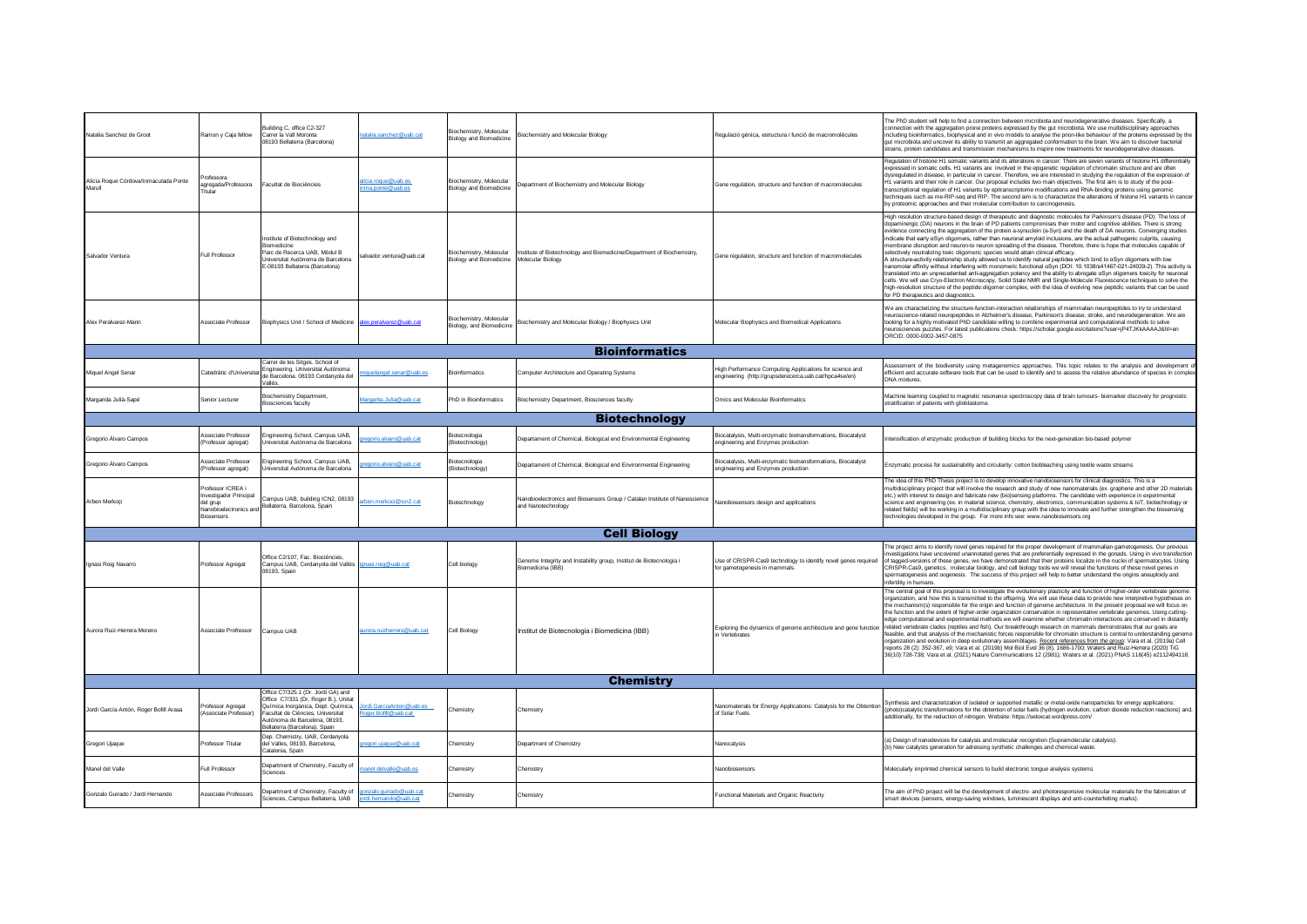| | | | | | | | |
|---|---|---|---|---|---|---|---|
| Natalia Sanchez de Groot | Ramon y Caja fellow | Building C, office C2-327 Carrer la Vall Moronta 08193 Bellaterra (Barcelona) | natalia.sanchez@uab.cat | Biochemistry, Molecular Biology and Biomedicine | Biochemistry and Molecular Biology | Regulació gènica, estructura i funció de macromolècules | The PhD student will help to find a connection between microbiota and neurodegenerative diseases. Specifically, a connection with the aggregation prone proteins expressed by the gut microbiota. We use multidisciplinary approaches including bioinformatics, biophysical and in vivo models to analyse the prion-like behaviour of the proteins expressed by the gut microbiota and uncover its ability to transmit an aggregated conformation to the brain. We aim to discover bacterial strains, protein candidates and transmission mechanisms to inspire new treatments for neurodegenerative diseases. |
| Alicia Roque Córdova/Inmaculada Ponte Marull | Professora agregada/Professora Titular | Facultat de Biociències | alicia.roque@uab.es inma.ponte@uab.es | Biochemistry, Molecular Biology and Biomedicine | Department of Biochemistry and Molecular Biology | Gene regulation, structure and function of macromolecules | Regulation of histone H1 somatic variants and its alterations in cancer: There are seven variants of histone H1 differentially expressed in somatic cells. H1 variants are involved in the epigenetic regulation of chromatin structure and are often dysregulated in disease, in particular in cancer. Therefore, we are interested in studying the regulation of the expression of H1 variants and their role in cancer. Our proposal includes two main objectives. The first aim is to study of the post-transcriptional regulation of H1 variants by epitranscriptome modifications and RNA-binding proteins using genomic techniques such as me-RIP-seq and RIP. The second aim is to characterize the alterations of histone H1 variants in cancer by proteomic approaches and their molecular contribution to carcinogenesis. |
| Salvador Ventura | Full Professor | Institute of Biotechnology and Biomedicine Parc de Recerca UAB, Mòdul B Universitat Autònoma de Barcelona E-08193 Bellaterra (Barcelona) | salvador.ventura@uab.cat | Biochemistry, Molecular Biology and Biomedicine | Institute of Biotechnology and Biomedicine/Department of Biochemistry, Molecular Biology | Gene regulation, structure and function of macromolecules | High resolution structure-based design of therapeutic and diagnostic molecules for Parkinson's disease (PD): The loss of dopaminergic (DA) neurons in the brain of PD patients compromises their motor and cognitive abilities. There is strong evidence connecting the aggregation of the protein a-synuclein (a-Syn) and the death of DA neurons. Converging studies indicate that early αSyn oligomers, rather than neuronal amyloid inclusions, are the actual pathogenic culprits, causing membrane disruption and neuron-to neuron spreading of the disease. Therefore, there is hope that molecules capable of selectively neutralizing toxic oligomeric species would attain clinical efficacy. A structure-activity relationship study allowed us to identify natural peptides which bind to αSyn oligomers with low nanomolar affinity without interfering with monomeric functional αSyn (DOI: 10.1038/s41467-021-24039-2). This activity is translated into an unprecedented anti-aggregation potency and the ability to abrogate αSyn oligomers toxicity for neuronal cells. We will use Cryo-Electron Microscopy, Solid State NMR and Single-Molecule Fluorescence techniques to solve the high-resolution structure of the peptide:oligomer complex, with the idea of evolving new peptidic variants that can be used for PD therapeutics and diagnostics. |
| Alex Peralvarez-Marin | Associate Professor | Biophysics Unit / School of Medicine | alex.peralvarez@uab.cat | Biochemistry, Molecular Biology, and Biomedicine | Biochemistry and Molecular Biology / Biophysics Unit | Molecular Biophysics and Biomedical Applications | We are characterizing the structure-function-interaction relationships of mammalian neuropeptides to try to understand neuroscience-related neuropeptides in Alzheimer's disease, Parkinson's disease, stroke, and neurodegeneration. We are looking for a highly motivated PhD candidate willing to combine experimental and computational methods to solve neurosciences puzzles. For latest publications check: https://scholar.google.es/citations?user=jP4TJKkAAAAJ&hl=en ORCID: 0000-0002-3457-0875 |
| **Bioinformatics** | | | | | | | |
| Miquel Angel Senar | Catedràtic d'Universitat | Carrer de les Sitges. School of Engineering. Universitat Autònoma de Barcelona. 08193 Cerdanyola del Vallès. | miquelangel.senar@uab.es | Bioinformatics | Computer Architecture and Operating Systems | High Performance Computing Applications for science and engineering (http://grupsderecerca.uab.cat/hpca4se/en) | Assessment of the biodiversity using metagenomics approaches. This topic relates to the analysis and development of efficient and accurate software tools that can be used to identify and to assess the relative abundance of species in complex DNA mixtures. |
| Margarida Julià-Sapé | Senior Lecturer | Biochemistry Department, Biosciences faculty | Margarita.Julia@uab.cat | PhD in Bioinformatics | Biochemistry Department, Biosciences faculty | Omics and Molecular Bioinformatics | Machine learning coupled to magnetic resonance spectroscopy data of brain tumours- biomarker discovery for prognostic stratification of patients with glioblastoma |
| **Biotechnology** | | | | | | | |
| Gregorio Álvaro Campos | Associate Professor (Professor agregat) | Engineering School, Campus UAB, Universitat Autònoma de Barcelona | gregorio.alvaro@uab.cat | Biotecnologia (Biotechnology) | Departament of Chemical, Biological end Environmental Engineering | Biocatalysis, Multi-enzymatic biotransformations, Biocatalyst engineering and Enzymes production | Intensification of enzymatic production of building blocks for the next-generation bio-based polymer |
| Gregorio Álvaro Campos | Associate Professor (Professor agregat) | Engineering School, Campus UAB, Universitat Autònoma de Barcelona | gregorio.alvaro@uab.cat | Biotecnologia (Biotechnology) | Departament of Chemical, Biological end Environmental Engineering | Biocatalysis, Multi-enzymatic biotransformations, Biocatalyst engineering and Enzymes production | Enzymatic process for sustainability and circularity: cotton biobleaching using textile waste streams |
| Arben Merkoçi | Professor ICREA i Investigador Principal del grup Nanobioelectronics and Biosensors | Campus UAB, building ICN2, 08193 Bellaterra, Barcelona, Spain | arben.merkoci@icn2.cat | Biotechnology | Nanobioelectronics and Biosensors Group / Catalan Institute of Nanoscience and Nanotechnology | Nanobiosensors design and applications | The idea of this PhD Thesis project is to develop innovative nanobiosensors for clinical diagnostics. This is a multidisciplinary project that will involve the research and study of new nanomaterials (ex. graphene and other 2D materials etc.) with interest to design and fabricate new (bio)sensing platforms. The candidate with experience in experimental science and engineering (ex. in material science, chemistry, electronics, communication systems & IoT, biotechnology or related fields) will be working in a multidisciplinary group with the idea to innovate and further strengthen the biosensing technologies developed in the group. For more info see: www.nanobiosensors.org |
| **Cell Biology** | | | | | | | |
| Ignasi Roig Navarro | Professor Agregat | Office C2/107, Fac. Biociències, Campus UAB, Cerdanyola del Vallès 08193, Spain | ignasi.roig@uab.cat | Cell biology | Genome Integrity and Instability group, Institut de Biotecnologia i Biomedicina (IBB) | Use of CRISPR-Cas9 technology to identify novel genes required for gametogenesis in mammals. | The project aims to identify novel genes required for the proper development of mammalian gametogenesis. Our previous investigations have uncovered unannotated genes that are preferentially expressed in the gonads. Using in vivo transfection of tagged-versions of these genes, we have demonstrated that their proteins localize in the nuclei of spermatocytes. Using CRISPR-Cas9, genetics, molecular biology, and cell biology tools we will reveal the functions of these novel genes in spermatogenesis and oogenesis. The success of this project will help to better understand the origins aneuploidy and infertility in humans. |
| Aurora Ruiz-Herrera Moreno | Associate Professor | Campus UAB | aurora.ruizherrera@uab.cat | Cell Biology | Institut de Biotecnologia i Biomedicina (IBB) | Exploring the dynamics of genome architecture and gene function in Vertebrates | The central goal of this proposal is to investigate the evolutionary plasticity and function of higher-order vertebrate genome organization, and how this is transmitted to the offspring. We will use these data to provide new interpretive hypotheses on the mechanism(s) responsible for the origin and function of genome architecture. In the present proposal we will focus on the function and the extent of higher-order organization conservation in representative vertebrate genomes. Using cutting-edge computational and experimental methods we will examine whether chromatin interactions are conserved in distantly related vertebrate clades (reptiles and fish). Our breakthrough research on mammals demonstrates that our goals are feasible, and that analysis of the mechanistic forces responsible for chromatin structure is central to understanding genome organization and evolution in deep evolutionary assemblages. Recent references from the group: Vara et al. (2019a) Cell reports 28 (2): 352-367, e9; Vara et al. (2019b) Mol Biol Evol 36 (8), 1686-1700; Waters and Ruiz-Herrera (2020) TiG 36(10):726-738; Vara et al. (2021) Nature Communications 12 (2981); Waters et al. (2021) PNAS 118(45) e2112494118. |
| **Chemistry** | | | | | | | |
| Jordi García Antón, Roger Bofill Arasa | Professor Agregat (Associate Professor) | Office C7/325.1 (Dr. Jordi GA) and Office C7/331 (Dr. Roger B.), Unitat Química Inorgànica, Dept. Química, Facultat de Ciències, Universitat Autònoma de Barcelona, 08193, Bellaterra (Barcelona), Spain | Jordi.GarciaAnton@uab.es Roger.Bofill@uab.cat | Chemistry | Chemistry | Nanomaterials for Energy Applications: Catalysis for the Obtention of Solar Fuels | Synthesis and characterization of isolated or supported metallic or metal-oxide nanoparticles for energy applications: (photo)catalytic transformations for the obtention of solar fuels (hydrogen evolution, carbon dioxide reduction reactions) and, additionally, for the reduction of nitrogen. Website: https://selocat.wordpress.com/ |
| Gregori Ujaque | Professor Titular | Dep. Chemistry, UAB, Cerdanyola del Valles, 08193, Barcelona, Catalonia, Spain | gregori.ujaque@uab.cat | Chemistry | Department of Chemistry | Nanocatysis | (a) Design of nanodevices for catalysis and molecular recognition (Supramolecular catalysis). (b) New catalysts generation for adressing synthetic challenges and chemical waste. |
| Manel del Valle | Full Professor | Department of Chemistry, Faculty of Sciences | manel.delvalle@uab.es | Chemistry | Chemistry | Nanobiosensors | Molecularly imprinted chemical sensors to build electronic tongue analysis systems. |
| Gonzalo Guirado / Jordi Hernando | Associate Professors | Department of Chemistry, Faculty of Sciences, Campus Bellaterra, UAB | gonzalo.guirado@uab.cat jordi.hernando@uab.cat | Chemistry | Chemistry | Functional Materials and Organic Reactivity | The aim of PhD project will be the development of electro- and photoresponsive molecular materials for the fabrication of smart devices (sensors, energy-saving windows, luminescent displays and anti-counterfeiting marks). |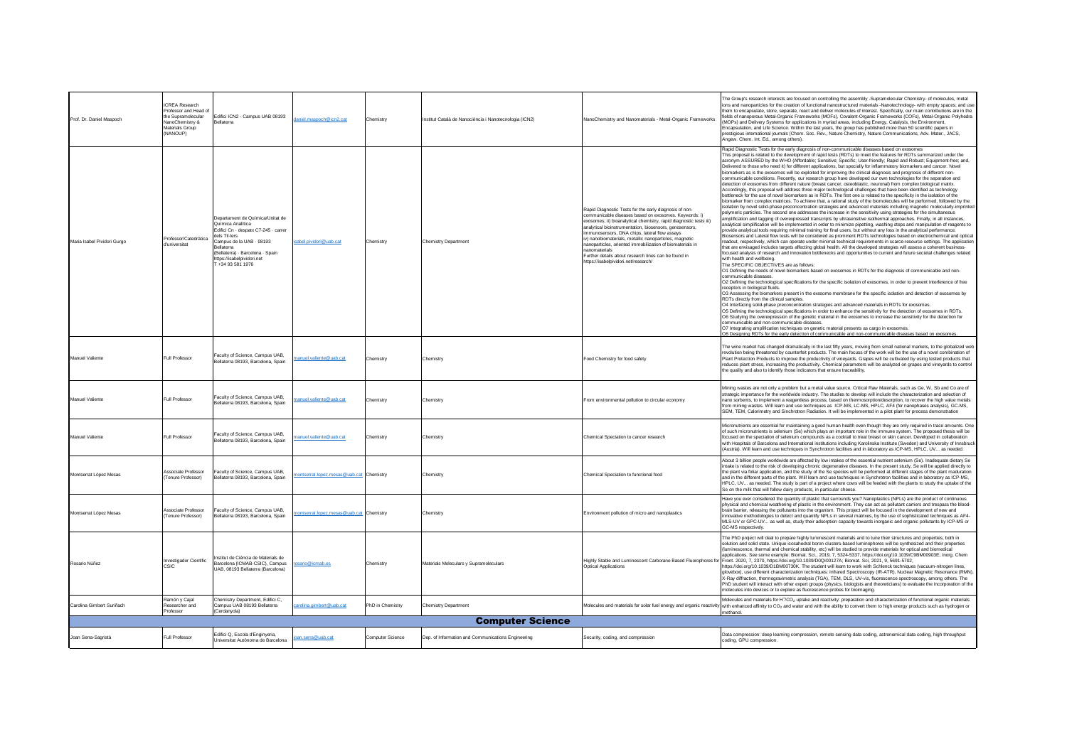| | | | | | | | |
|---|---|---|---|---|---|---|---|
| Prof. Dr. Daniel Maspoch | ICREA Research Professor and Head of the Supramolecular NanoChemistry & Materials Group (NANOUP) | Edifici ICN2 - Campus UAB 08193 Bellaterra | daniel.maspoch@icn2.cat | Chemistry | Institut Català de Nanociència i Nanotecnologia (ICN2) | NanoChemistry and Nanomaterials - Metal-Organic Frameworks | The Group's research interests are focused on controlling the assembly -Supramolecular Chemistry- of molecules, metal ions and nanoparticles for the creation of functional nanostructured materials -Nanotechnology- with empty spaces; and use them to encapsulate, store, separate, react and deliver molecules of interest. Specifically, our main contributions are in the fields of nanoporous Metal-Organic Frameworks (MOFs), Covalent-Organic Frameworks (COFs), Metal-Organic Polyhedra (MOPs) and Delivery Systems for applications in myriad areas, including Energy, Catalysis, the Environment, Encapsulation, and Life Science. Within the last years, the group has published more than 50 scientific papers in prestigious international journals (Chem. Soc. Rev., Nature Chemistry, Nature Communications, Adv. Mater., JACS, Angew. Chem. Int. Ed., among others). |
| Maria Isabel Pividori Gurgo | Professor/Catedràtica d'universitat | Departament de Química/Unitat de Química Analítica Edifici Cn · despatx C7-245 · carrer dels Til·lers Campus de la UAB · 08193 Bellaterra (Bellaterra) · Barcelona · Spain https://isabelpividori.net T +34 93 581 1976 | isabel.pividori@uab.cat | Chemistry | Chemistry Department | Rapid Diagnostic Tests for the early diagnosis of non-communicable diseases based on exosomes. Keywords: i) exosomes; i) bioanalytical chemistry, rapid diagnostic tests iii) analytical bioinstrumentation, biosensors, genosensors, immunosensors, DNA chips, lateral flow assays iv) nanobiomaterials, metallic nanoparticles, magnetic nanoparticles, oriented immobilization of biomaterials in nanomaterials Further details about research lines can be found in https://isabelpividori.net/research/ | Rapid Diagnostic Tests for the early diagnosis of non-communicable diseases based on exosomes This proposal is related to the development of rapid tests (RDTs) to meet the features for RDTs summarized under the acronym ASSURED by the WHO (Affordable; Sensitive; Specific; User-friendly; Rapid and Robust; Equipment-free; and, Delivered to those who need it) for different applications, but specially for inflammatory biomarkers and cancer. Novel biomarkers as is the exosomes will be exploited for improving the clinical diagnosis and prognosis of different non-communicable conditions. Recently, our research group have developed our own technologies for the separation and detection of exosomes from different nature (breast cancer, osteoblastic, neuronal) from complex biological matrix. Accordingly, this proposal will address three major technological challenges that have been identified as technology bottleneck for the use of novel biomarkers as in RDTs. The first one is related to the specificity in the isolation of the biomarker from complex matrices. To achieve that, a rational study of the biomolecules will be performed, followed by the isolation by novel solid-phase preconcentration strategies and advanced materials including magnetic molecularly-imprinted polymeric particles. The second one addresses the increase in the sensitivity using strategies for the simultaneous amplification and tagging of overexpressed transcripts by ultrasensitive isothermal approaches. Finally, in all instances, analytical simplification will be implemented in order to minimize pipetting, washing steps and manipulation of reagents to provide analytical tools requiring minimal training for final users, but without any loss in the analytical performance. Biosensors and Lateral flow tests will be considered as prominent RDTs technologies based on electrochemical and optical readout, respectively, which can operate under minimal technical requirements in scarce-resource settings. The application that are envisaged includes targets affecting global health. All the developed strategies will assess a coherent business-focused analysis of research and innovation bottlenecks and opportunities to current and future societal challenges related with health and wellbeing.<br>The SPECIFIC OBJECTIVES are as follows:<br>O1 Defining the needs of novel biomarkers based on exosomes in RDTs for the diagnosis of communicable and non-communicable diseases.<br>O2 Defining the technological specifications for the specific isolation of exosomes, in order to prevent interference of free receptors in biological fluids.<br>O3 Assessing the biomarkers present in the exosome membrane for the specific isolation and detection of exosomes by RDTs directly from the clinical samples.<br>O4 Interfacing solid-phase preconcentration strategies and advanced materials in RDTs for exosomes.<br>O5 Defining the technological specifications in order to enhance the sensitivity for the detection of exosomes in RDTs.<br>O6 Studying the overexpression of the genetic material in the exosomes to increase the sensitivity for the detection for communicable and non-communicable diseases.<br>O7 Integrating amplification techniques on genetic material presents as cargo in exosomes.<br>O8 Designing RDTs for the early detection of communicable and non-communicable diseases based on exosomes. |
| Manuel Valiente | Full Professor | Faculty of Science, Campus UAB, Bellaterra 08193, Barcelona, Spain | manuel.valiente@uab.cat | Chemistry | Chemistry | Food Chemistry for food safety | The wine market has changed dramatically in the last fifty years, moving from small national markets, to the globalized web revolution being threatened by counterfeit products. The main focuss of the work will be the use of a novel combination of Plant Protection Products to improve the productivity of vineyards. Grapes will be cultivated by using tested products that reduces plant stress, increasing the productivity. Chemical parameters will be analyzed on grapes and vineyards to control the quality and also to identify those indicators that ensure traceability. |
| Manuel Valiente | Full Professor | Faculty of Science, Campus UAB, Bellaterra 08193, Barcelona, Spain | manuel.valiente@uab.cat | Chemistry | Chemistry | From environmental pollution to circular economy | Mining wastes are not only a problem but a metal value source. Critical Raw Materials, such as Ge, W, Sb and Co are of strategic importance for the worldwide industry. The studies to develop will include the characterization and selection of nano sorbents, to implement a reagentless process, based on thermosorption/desorption, to recover the high value metals from mining wastes. Will learn and use techniques as ICP-MS, LC-MS, HPLC, AF4 (for nanophases analysis), GC-MS, SEM, TEM, Calorimetry and Sinchrotron Radiation. It will be implemented in a pilot plant for process demonstration |
| Manuel Valiente | Full Professor | Faculty of Science, Campus UAB, Bellaterra 08193, Barcelona, Spain | manuel.valiente@uab.cat | Chemistry | Chemistry | Chemical Speciation to cancer research | Micronutrients are essential for maintaining a good human health even though they are only required in trace amounts. One of such micronutrients is selenium (Se) which plays an important role in the immune system. The proposed thesis will be focused on the speciation of selenium compounds as a cocktail to treat breast or skin cancer. Developed in collaboration with Hospitals of Barcelona and International institutions including Karolinska Institute (Sweden) and University of Innsbruck (Austria). Will learn and use techniques in Synchrotron facilities and in laboratory as ICP-MS, HPLC, UV... as needed. |
| Montserrat López Mesas | Associate Professor (Tenure Professor) | Faculty of Science, Campus UAB, Bellaterra 08193, Barcelona, Spain | montserrat.lopez.mesas@uab.cat | Chemistry | Chemistry | Chemical Speciation to functional food | About 3 billion people worldwide are affected by low intakes of the essential nutrient selenium (Se). Inadequate dietary Se intake is related to the risk of developing chronic degenerative diseases. In the present study, Se will be applied directly to the plant via foliar application, and the study of the Se species will be performed at different stages of the plant maduration and in the different parts of the plant. Will learn and use techniques in Synchrotron facilities and in laboratory as ICP-MS, HPLC, UV... as needed. The study is part of a project where cows will be feeded with the plants to study the uptake of the Se on the milk that will follow dairy products, in particular cheese. |
| Montserrat López Mesas | Associate Professor (Tenure Professor) | Faculty of Science, Campus UAB, Bellaterra 08193, Barcelona, Spain | montserrat.lopez.mesas@uab.cat | Chemistry | Chemistry | Environment pollution of micro and nanoplastics | Have you ever considered the quantity of plastic that surrounds you? Nanoplastics (NPLs) are the product of continuous physical and chemical weathering of plastic in the environment. They can act as pollutant carriers and trespass the blood-brain barrier, releasing the pollutants into the organism. This project will be focused in the development of new and innovative methodologies to detect and quantify NPLs in several matrixes, by the use of sophisticated techniques as AF4-MLS-UV or GPC-UV... as well as, study their adsorption capacity towards inorganic and organic pollutants by ICP-MS or GC-MS respectively. |
| Rosario Núñez | Investigador Científic CSIC | Institut de Ciència de Materials de Barcelona (ICMAB-CSIC), Campus UAB, 08193 Bellaterra (Barcelona) | rosario@icmab.es | Chemistry | Materials Moleculars y Supramoleculars | Highly Stable and Luminescent Carborane Based Fluorophores for Optical Applications | The PhD project will deal to prepare highly luminescent materials and to tune their structures and properties, both in solution and solid state. Unique icosahedral boron clusters-based luminophores will be synthesized and their properties (luminescence, thermal and chemical stability, etc) will be studied to provide materials for optical and biomedical applications. See some example: Biomat. Sci., 2019, 7, 5324-5337, https://doi.org/10.1039/C9BM00903E; Inorg. Chem Front. 2020, 7, 2370, https://doi.org/10.1039/D0QI00127A; Biomat. Sci, 2021, 9, 5691-5702, https://doi.org/10.1039/D1BM00730K. The student will learn to work with Schlenck techniques (vacuum-nitrogen lines, glovebox), use different characterization techniques: Infrared Spectroscopy (IR-ATR), Nuclear Magnetic Resonance (RMN), X-Ray diffraction, thermogravimetric analysis (TGA), TEM, DLS, UV-vis, fluorescence spectroscopy, among others. The PhD student will interact with other expert groups (physics, biologists and theoreticians) to evaluate the incorporation of the molecules into devices or to explore as fluorescence probes for bioimaging. |
| Carolina Gimbert Suriñach | Ramón y Cajal Researcher and Professor | Chemistry Department, Edifici C, Campus UAB 08193 Bellaterra (Cerdanyola) | carolina.gimbert@uab.cat | PhD in Chemistry | Chemistry Department | Molecules and materials for solar fuel energy and organic reactivity | Molecules and materials for $H^+/CO_2$ uptake and reactivity: preparation and characterization of functional organic materials with enhanced affinity to $CO_2$ and water and with the ability to convert them to high energy products such as hydrogen or methanol. |

## Computer Science

| | | | | | | | |
|---|---|---|---|---|---|---|---|
| Joan Serra-Sagristà | Full Professor | Edifici Q, Escola d'Enginyeria, Universitat Autònoma de Barcelona | joan.serra@uab.cat | Computer Science | Dep. of Information and Communications Engineering | Security, coding, and compression | Data compression: deep learning compression, remote sensing data coding, astronomical data coding, high throughput coding, GPU compression. |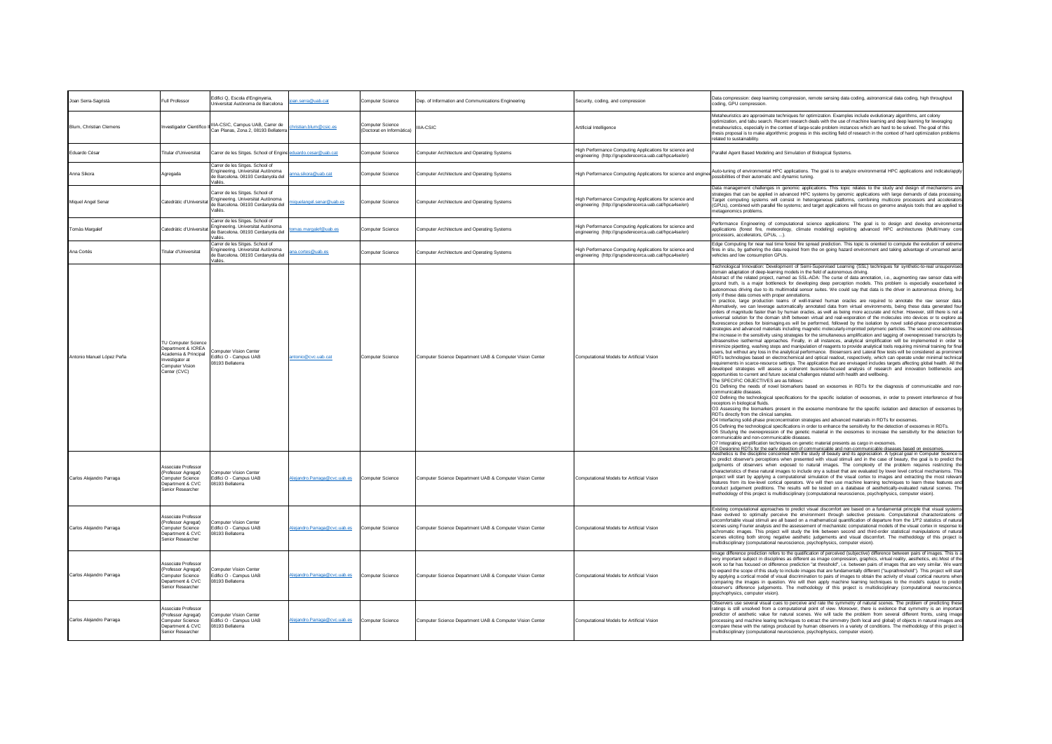| | | | | | | | |
|---|---|---|---|---|---|---|---|
| Joan Serra-Sagristà | Full Professor | Edifici Q, Escola d'Enginyeria, Universitat Autònoma de Barcelona | joan.serra@uab.cat | Computer Science | Dep. of Information and Communications Engineering | Security, coding, and compression | Data compression: deep learning compression, remote sensing data coding, astronomical data coding, high throughput coding, GPU compression. |
| Blum, Christian Clemens | Investigador Científico | IIIA-CSIC, Campus UAB, Carrer de Can Planas, Zona 2, 08193 Bellaterra | christian.blum@csic.es | Computer Science (Doctorat en Informàtica) | IIIA-CSIC | Artificial Intelligence | Metaheuristics are approximate techniques for optimization. Examples include evolutionary algorithms, ant colony optimization, and tabu search. Recent research deals with the use of machine learning and deep learning for leveraging metaheuristics, especially in the context of large-scale problem instances which are hard to be solved. The goal of this thesis proposal is to make algorithmic progress in this exciting field of research in the context of hard optimization problems related to sustainability. |
| Eduardo César | Titular d'Universitat | Carrer de les Sitges. School of Engine | eduardo.cesar@uab.cat | Computer Science | Computer Architecture and Operating Systems | High Performance Computing Applications for science and engineering (http://grupsderecerca.uab.cat/hpca4se/en) | Parallel Agent Based Modeling and Simulation of Biological Systems. |
| Anna Sikora | Agregada | Carrer de les Sitges. School of Engineering. Universitat Autònoma de Barcelona. 08193 Cerdanyola del Vallès. | anna.sikora@uab.cat | Computer Science | Computer Architecture and Operating Systems | High Performance Computing Applications for science and engine | Auto-tuning of environmental HPC applications. The goal is to analyze environmental HPC applications and indicate/apply possibilities of their automatic and dynamic tuning. |
| Miquel Angel Senar | Catedràtic d'Universitat | Carrer de les Sitges. School of Engineering. Universitat Autònoma de Barcelona. 08193 Cerdanyola del Vallès. | miquelangel.senar@uab.es | Computer Science | Computer Architecture and Operating Systems | High Performance Computing Applications for science and engineering (http://grupsderecerca.uab.cat/hpca4se/en) | Data management challenges in genomic applications. This topic relates to the study and design of mechanisms and strategies that can be applied in advanced HPC systems by genomic applications with large demands of data processing. Target computing systems will consist in heterogeneous platforms, combining multicore processors and accelerators (GPUs), combined with parallel file systems; and target applications will focuss on genome analysis tools that are applied to metagenomics problems. |
| Tomàs Margalef | Catedràtic d'Universitat | Carrer de les Sitges. School of Engineering. Universitat Autònoma de Barcelona. 08193 Cerdanyola del Vallès. | tomas.margalef@uab.es | Computer Science | Computer Architecture and Operating Systems | High Performance Computing Applications for science and engineering (http://grupsderecerca.uab.cat/hpca4se/en) | Performance Engineering of computational science applications: The goal is to design and develop environmental applications (forest fire, meteorology, climate modeling) exploiting advanced HPC architectures (Multi/many core processors, accelerators, GPUs, ...). |
| Ana Cortés | Titular d'Universitat | Carrer de les Sitges. School of Engineering. Universitat Autònoma de Barcelona. 08193 Cerdanyola del Vallès. | ana.cortes@uab.es | Computer Science | Computer Architecture and Operating Systems | High Performance Computing Applications for science and engineering (http://grupsderecerca.uab.cat/hpca4se/en) | Edge Computing for near real time forest fire spread prediction. This topic is oriented to compute the evolution of extreme fires in situ, by gathering the data required from the on going hazard environment and taking advantage of unmanned aerial vehicles and low consumption GPUs. |
| Antonio Manuel López Peña | TU Computer Science Department & ICREA Academia & Principal Investigator at Computer Vision Center (CVC) | Computer Vision Center Edifici O - Campus UAB 08193 Bellaterra | antonio@cvc.uab.cat | Computer Science | Computer Science Department UAB & Computer Vision Center | Computational Models for Artificial Vision | Technological Innovation: Development of Semi-Supervised Learning (SSL) techniques for synthetic-to-real unsupervised domain adaptation of deep-learning models in the field of autonomous driving.<br>Abstract of the related project, named as SSL-ADA: The curse of data annotation, i.e., augmenting raw sensor data with ground truth, is a major bottleneck for developing deep perception models. This problem is especially exacerbated in autonomous driving due to its multimodal sensor suites. We could say that data is the driver in autonomous driving, but only if these data comes with proper annotations.<br>In practice, large production teams of well-trained human oracles are required to annotate the raw sensor data. Alternatively, we can leverage automatically annotated data from virtual environments, being these data generated four orders of magnitude faster than by human oracles, as well as being more accurate and richer. However, still there is not a universal solution for the domain shift between virtual and real-woporation of the molecules into devices or to explore as fluorescence probes for biomaging.es will be performed, followed by the isolation by novel solid-phase preconcentration strategies and advanced materials including magnetic molecularly-imprinted polymeric particles. The second one addresses the increase in the sensitivity using strategies for the simultaneous amplification and tagging of overexpressed transcripts by ultrasensitive isothermal approaches. Finally, in all instances, analytical simplification will be implemented in order to minimize pipetting, washing steps and manipulation of reagents to provide analytical tools requiring minimal training for final users, but without any loss in the analytical performance. Biosensors and Lateral flow tests will be considered as prominent RDTs technologies based on electrochemical and optical readout, respectively, which can operate under minimal technical requirements in scarce-resource settings. The application that are envisaged includes targets affecting global health. All the developed strategies will assess a coherent business-focused analysis of research and innovation bottlenecks and opportunities to current and future societal challenges related with health and wellbeing.<br>The SPECIFIC OBJECTIVES are as follows:<br>O1 Defining the needs of novel biomarkers based on exosomes in RDTs for the diagnosis of communicable and non-communicable diseases.<br>O2 Defining the technological specifications for the specific isolation of exosomes, in order to prevent interference of free receptors in biological fluids.<br>O3 Assessing the biomarkers present in the exosome membrane for the specific isolation and detection of exosomes by RDTs directly from the clinical samples.<br>O4 Interfacing solid-phase preconcentration strategies and advanced materials in RDTs for exosomes.<br>O5 Defining the technological specifications in order to enhance the sensitivity for the detection of exosomes in RDTs.<br>O6 Studying the overexpression of the genetic material in the exosomes to increase the sensitivity for the detection for communicable and non-communicable diseases.<br>O7 Integrating amplification techniques on genetic material presents as cargo in exosomes.<br>O8 Designing RDTs for the early detection of communicable and non-communicable diseases based on exosomes. |
| Carlos Alejandro Parraga | Associate Professor (Professor Agregat) Computer Science Department & CVC Senior Researcher | Computer Vision Center Edifici O - Campus UAB 08193 Bellaterra | Alejandro.Parraga@cvc.uab.es | Computer Science | Computer Science Department UAB & Computer Vision Center | Computational Models for Artificial Vision | Aesthetics is the discipline concerned with the study of beauty and its appreciation. A typical goal in Computer Science is to predict observer's perceptions when presented with visual stimuli and in the case of beauty, the goal is to predict the judgments of observers when exposed to natural images. The complexity of the problem requires restricting the characteristics of these natural images to include only a subset that are evaluated by lower level cortical mechanisms. This project will start by applying a computational simulation of the visual cortex to images and extracting the most relevant features from its low-level cortical operators. We will then use machine learning techniques to learn these features and conduct judgement preditions. The results will be tested on a database of aesthetically-evaluated natural scenes. The methodology of this project is multidisciplinary (computational neuroscience, psychophysics, computer vision). |
| Carlos Alejandro Parraga | Associate Professor (Professor Agregat) Computer Science Department & CVC Senior Researcher | Computer Vision Center Edifici O - Campus UAB 08193 Bellaterra | Alejandro.Parraga@cvc.uab.es | Computer Science | Computer Science Department UAB & Computer Vision Center | Computational Models for Artificial Vision | Existing computational approaches to predict visual discomfort are based on a fundamental principle that visual systems have evolved to optimally perceive the environment through selective pressure. Computational characterizations of uncomfortable visual stimuli are all based on a mathematical quantification of departure from the 1/f^2 statistics of natural scenes using Fourier analysis and the assessement of mechanistic computational models of the visual cortex in response to achromatic images. This project will study the link between second and third-order statistical manipulations of natural scenes eliciting both strong negative aesthetic judgements and visual discomfort. The methodology of this project is multidisciplinary (computational neuroscience, psychophysics, computer vision). |
| Carlos Alejandro Parraga | Associate Professor (Professor Agregat) Computer Science Department & CVC Senior Researcher | Computer Vision Center Edifici O - Campus UAB 08193 Bellaterra | Alejandro.Parraga@cvc.uab.es | Computer Science | Computer Science Department UAB & Computer Vision Center | Computational Models for Artificial Vision | Image difference prediction refers to the qualification of perceived (subjective) difference between pairs of images. This is a very important subject in disciplines as different as image compression, graphics, virtual reality, aesthetics, etc.Most of the work so far has focused on difference prediction "at threshold", i.e. between pairs of images that are very similar. We want to expand the scope of this study to include images that are fundamentally different ("suprathreshold"). This project will start by applying a cortical model of visual discrimination to pairs of images to obtain the activity of visual cortical neurons when comparing the images in question. We will then apply machine learning techniques to the model's output to predict observer's difference judgements. The methodology of this project is multidisciplinary (computational neuroscience, psychophysics, computer vision). |
| Carlos Alejandro Parraga | Associate Professor (Professor Agregat) Computer Science Department & CVC Senior Researcher | Computer Vision Center Edifici O - Campus UAB 08193 Bellaterra | Alejandro.Parraga@cvc.uab.es | Computer Science | Computer Science Department UAB & Computer Vision Center | Computational Models for Artificial Vision | Observers use several visual cues to perceive and rate the symmetry of natural scenes. The problem of predicting these ratings is still unsolved from a computational point of view. Moreover, there is evidence that symmetry is an important predictor of aesthetic value for natural scenes. We will tackle the problem from several different fronts, using image processing and machine learing techniques to extract the simmetry (both local and global) of objects in natural images and compare these with the ratings produced by human observers in a variety of conditions. The methodology of this project is multidisciplinary (computational neuroscience, psychophysics, computer vision). |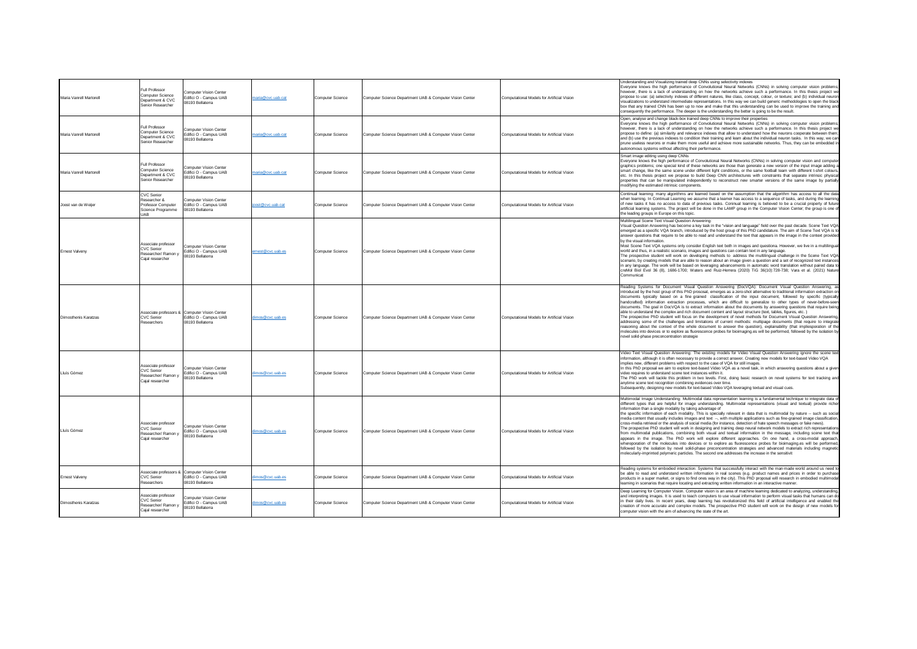| | | | | | | | |
|---|---|---|---|---|---|---|---|
| Maria Vanrell Martorell | Full Professor Computer Science Department & CVC Senior Researcher | Computer Vision Center Edifici O - Campus UAB 08193 Bellaterra | maria@cvc.uab.cat | Computer Science | Computer Science Department UAB & Computer Vision Center | Computational Models for Artificial Vision | Understanding and Visualizing trained deep CNNs using selectivity indexes<br>Everyone knows the high performance of Convolutional Neural Networks (CNNs) in solving computer vision problems; however, there is a lack of understanding on how the networks achieve such a performance. In this thesis project we propose to use: (a) selectivity indexes of different natures, like class, concept, colour, or texture; and (b) individual neuron visualizations to understand intermediate representations. In this way we can build generic methodologies to open the black box that any trained CNN has been up to now and make that this understanding can be used to improve the training and consequently the performance. The deeper is the understanding the better is going to be the result. |
| Maria Vanrell Martorell | Full Professor Computer Science Department & CVC Senior Researcher | Computer Vision Center Edifici O - Campus UAB 08193 Bellaterra | maria@cvc.uab.cat | Computer Science | Computer Science Department UAB & Computer Vision Center | Computational Models for Artificial Vision | Open, analyse and change black-box trained deep CNNs to improve their properties<br>Everyone knows the high performance of Convolutional Neural Networks (CNNs) in solving computer vision problems; however, there is a lack of understanding on how the networks achieve such a performance. In this thesis project we propose to define: (a) similarity and relevance indexes that allow to understand how the neurons cooperate between them; and (b) use the previous indexes to condition their training and learn about the individual neuron tasks. In this way, we can prune useless neurons or make them more useful and achieve more sustainable networks. Thus, they can be embedded in autonomous systems without affecting their performance. |
| Maria Vanrell Martorell | Full Professor Computer Science Department & CVC Senior Researcher | Computer Vision Center Edifici O - Campus UAB 08193 Bellaterra | maria@cvc.uab.cat | Computer Science | Computer Science Department UAB & Computer Vision Center | Computational Models for Artificial Vision | Smart image editing using deep CNNs<br>Everyone knows the high performance of Convolutional Neural Networks (CNNs) in solving computer vision and computer graphics problems; one special kind of these networks are those that generate a new version of the input image adding a smart change, like the same scene under different light conditions, or the same football team with different t-shirt colours, etc. In this thesis project we propose to build Deep CNN architectures with constraints that separate intrinsic physical properties that can be manipulated independently to reconstruct new smarter versions of the same image by partially modifying the estimated intrinsic components. |
| Joost van de Weijer | CVC Senior Researcher & Professor Computer Science Programme UAB | Computer Vision Center Edifici O - Campus UAB 08193 Bellaterra | joost@cvc.uab.cat | Computer Science | Computer Science Department UAB & Computer Vision Center | Computational Models for Artificial Vision | Continual learning: many algorithms are learned based on the assumption that the algorithm has access to all the data when learning. In Continual Learning we assume that a learner has access to a sequence of tasks, and during the learning of new tasks it has no access to data of previous tasks. Coninual learning is believed to be a crucial property of future artificial learning systems. The project will be done in the LAMP group in the Computer Vision Center; the group is one of the leading groups in Europe on this topic. |
| Ernest Valveny | Associate professor CVC Senior Researcher/ Ramon y Cajal researcher | Computer Vision Center Edifici O - Campus UAB 08193 Bellaterra | ernest@cvc.uab.es | Computer Science | Computer Science Department UAB & Computer Vision Center | | Multilingual Scene Text Visual Question Answering:<br>Visual Question Answering has become a key task in the "vision and language" field over the past decade. Scene Text VQA emerged as a specific VQA branch, introduced by the host group of this PhD candidature. The aim of Scene Text VQA is to answer questions that require to be able to read and understand the text that appears in the image in the context provided by the visual information.<br>Most Scene Text VQA systems only consider English text both in images and questiona. However, we live in a multilingual world and thus, in a realistic scenario, images and questions can contain text in any language.<br>The prospective student will work on developing methods to address the multilingual challenge in the Scene Text VQA scenario, by creating models that are able to reason about an image given a question and a set of recognized text instances in any language. The work will be based on leveraging advancements in automatic word translation without paired data to creMol Biol Evol 36 (8), 1686-1700; Waters and Ruiz-Herrera (2020) TiG 36(10):728-738; Vara et al. (2021) Nature Communicat |
| Dimosthenis Karatzas | Associate professors & CVC Senior Researchers | Computer Vision Center Edifici O - Campus UAB 08193 Bellaterra | dimos@cvc.uab.es | Computer Science | Computer Science Department UAB & Computer Vision Center | Computational Models for Artificial Vision | Reading Systems for Document Visual Question Answering (DocVQA): Document Visual Question Answering, as introduced by the host group of this PhD proposal, emerges as a zero-shot alternative to traditional information extraction on documents typically based on a fine grained classification of the input document, followed by specific (typically handcrafted) information extraction processes, which are difficult to generalize to other types of never-before-seen documents. The goal in DocVQA is to extract information about the documents by answering questions that require being able to understand the complex and rich document content and layout structure (text, tables, figures, etc. )<br>The prospective PhD student will focus on the development of novel methods for Document Visual Question Answering, addressing some of the challenges and limitations of current methods: multipage documents (that require to integrate reasoning about the context of the whole document to answer the question), explainability (that impliesporation of the molecules into devices or to explore as fluorescence probes for bioimaging.es will be performed, followed by the isolation by novel solid-phase preconcentration strategie |
| Lluís Gómez | Associate professor CVC Senior Researcher/ Ramon y Cajal researcher | Computer Vision Center Edifici O - Campus UAB 08193 Bellaterra | dimos@cvc.uab.es | Computer Science | Computer Science Department UAB & Computer Vision Center | Computational Models for Artificial Vision | Video Text Visual Question Answering: The existing models for Video Visual Question Answering ignore the scene text information, although it is often necessary to provide a correct answer. Creating new models for text-based Video VQA implies new, different problems with respect to the case of VQA for still images.<br>In this PhD proposal we aim to explore text-based Video VQA as a novel task, in which answering questions about a given video requires to understand scene text instances within it.<br>The PhD work will tackle this problem in two levels. First, doing basic research on novel systems for text tracking and anytime scene text recognition combining evidences over time.<br>Subsequently, designing new models for text-based Video VQA leveraging textual and visual cues. |
| Lluís Gómez | Associate professor CVC Senior Researcher/ Ramon y Cajal researcher | Computer Vision Center Edifici O - Campus UAB 08193 Bellaterra | dimos@cvc.uab.es | Computer Science | Computer Science Department UAB & Computer Vision Center | Computational Models for Artificial Vision | Multimodal Image Understanding: Multimodal data representation learning is a fundamental technique to integrate data of different types that are helpful for image understanding. Multimodal representations (visual and textual) provide richer information than a single modality by taking advantage of<br>the specific information of each modality. This is specially relevant in data that is multimodal by nature -- such as social media content that usually includes images and text --, with multiple applications such as fine-grained image classification, cross-media retrieval or the analysis of social media (for instance, detection of hate speech messages or fake news).<br>The prospective PhD student will work in designing and training deep neural network models to extract rich representations from multimodal publications, combining both visual and textual information in the message, including scene text that appears in the image. The PhD work will explore different approaches. On one hand, a cross-modal approach, whereporation of the molecules into devices or to explore as fluorescence probes for bioimaging.es will be performed, followed by the isolation by novel solid-phase preconcentration strategies and advanced materials including magnetic molecularly-imprinted polymeric particles. The second one addresses the increase in the sensitivit |
| Ernest Valveny | Associate professors & CVC Senior Researchers | Computer Vision Center Edifici O - Campus UAB 08193 Bellaterra | dimos@cvc.uab.es | Computer Science | Computer Science Department UAB & Computer Vision Center | Computational Models for Artificial Vision | Reading systems for embodied interaction: Systems that successfully interact with the man-made world around us need to be able to read and understand written information in real scenes (e.g. product names and prices in order to purchase products in a super market, or signs to find ones way in the city). This PhD proposal will research in embodied multimodal learning in scenarios that require locating and extracting written information in an interactive manner. |
| Dimosthenis Karatzas | Associate professor CVC Senior Researcher/ Ramon y Cajal researcher | Computer Vision Center Edifici O - Campus UAB 08193 Bellaterra | dimos@cvc.uab.es | Computer Science | Computer Science Department UAB & Computer Vision Center | Computational Models for Artificial Vision | Deep Learning for Computer Vision. Computer vision is an area of machine learning dedicated to analyzing, understanding, and interpreting images. It is used to teach computers to use visual information to perform visual tasks that humans can do in their daily lives. In recent years, deep learning has revolutionized this field of artificial intelligence and enabled the creation of more accurate and complex models. The prospective PhD student will work on the design of new models for computer vision with the aim of advancing the state of the art. |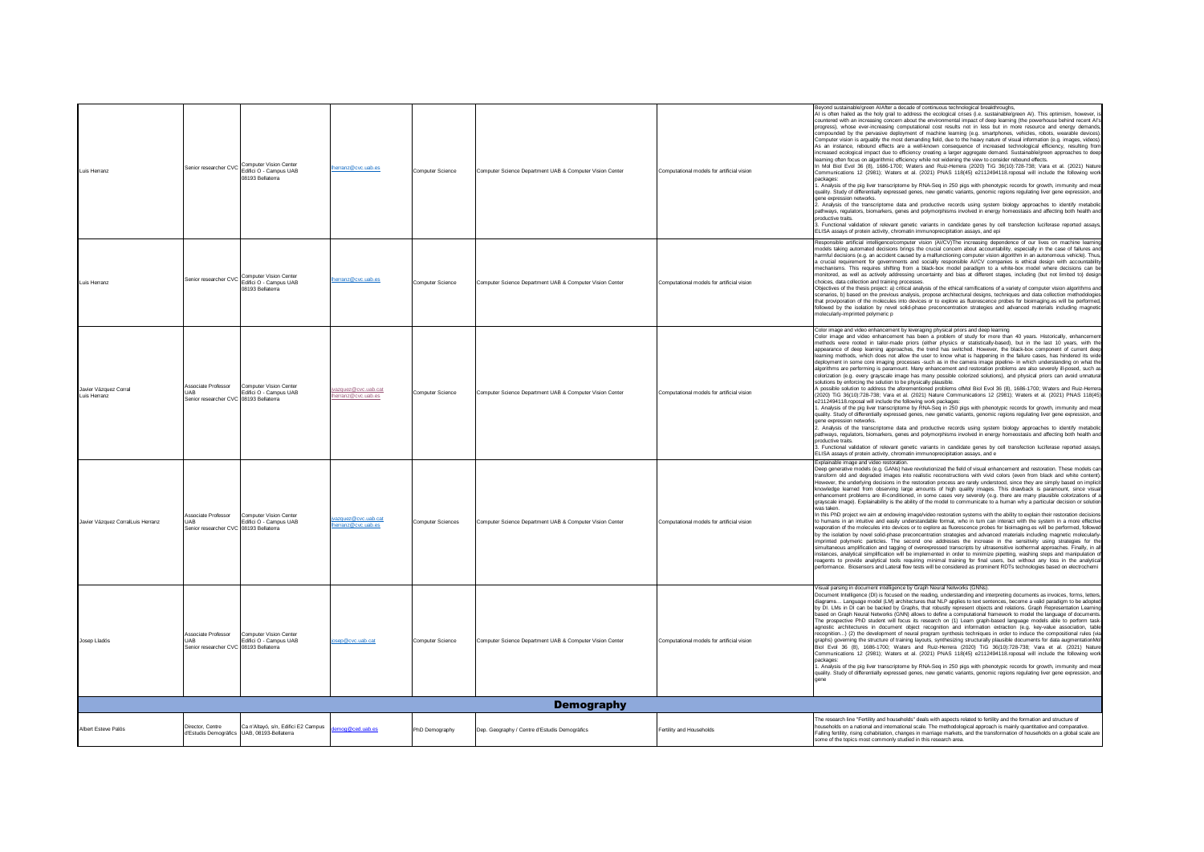| | | | | | | | |
|---|---|---|---|---|---|---|---|
| Luis Herranz | Senior researcher CVC | Computer Vision Center Edifici O - Campus UAB 08193 Bellaterra | lherranz@cvc.uab.es | Computer Science | Computer Science Department UAB & Computer Vision Center | Computational models for artificial vision | Beyond sustainable/green AIAfter a decade of continuous technological breakthroughs, AI is often hailed as the holy grail to address the ecological crises (i.e. sustainable/green AI). This optimism, however, is countered with an increasing concern about the environmental impact of deep learning (the powerhouse behind recent AI's progress), whose ever-increasing computational cost results not in less but in more resource and energy demands, compounded by the pervasive deployment of machine learning (e.g. smartphones, vehicles, robots, wearable devices). Computer vision is arguably the most demanding field, due to the heavy nature of visual information (e.g. images, videos). As an instance, rebound effects are a well-known consequence of increased technological efficiency, resulting from increased ecological impact due to efficiency creating a larger aggregate demand. Sustainable/green approaches to deep learning often focus on algorithmic efficiency while not widening the view to consider rebound effects. In Mol Biol Evol 36 (8), 1686-1700; Waters and Ruiz-Herrera (2020) TiG 36(10):728-738; Vara et al. (2021) Nature Communications 12 (2981); Waters et al. (2021) PNAS 118(45) e2112494118.roposal will include the following work packages:<br>1. Analysis of the pig liver transcriptome by RNA-Seq in 250 pigs with phenotypic records for growth, immunity and meat quality. Study of differentially expressed genes, new genetic variants, genomic regions regulating liver gene expression, and gene expression networks.<br>2. Analysis of the transcriptome data and productive records using system biology approaches to identify metabolic pathways, regulators, biomarkers, genes and polymorphisms involved in energy homeostasis and affecting both health and productive traits.<br>3. Functional validation of relevant genetic variants in candidate genes by cell transfection luciferase reported assays, ELISA assays of protein activity, chromatin immunoprecipitation assays, and epi |
| Luis Herranz | Senior researcher CVC | Computer Vision Center Edifici O - Campus UAB 08193 Bellaterra | lherranz@cvc.uab.es | Computer Science | Computer Science Department UAB & Computer Vision Center | Computational models for artificial vision | Responsible artificial intelligence/computer vision (AI/CV)The increasing dependence of our lives on machine learning models taking automated decisions brings the crucial concern about accountability, especially in the case of failures and harmful decisions (e.g. an accident caused by a malfunctioning computer vision algorithm in an autonomous vehicle). Thus, a crucial requirement for governments and socially responsible AI/CV companies is ethical design with accountability mechanisms. This requires shifting from a black-box model paradigm to a white-box model where decisions can be monitored, as well as actively addressing uncertainty and bias at different stages, including (but not limited to) design choices, data collection and training processes.<br>Objectives of the thesis project: a) critical analysis of the ethical ramifications of a variety of computer vision algorithms and scenarios, b) based on the previous analysis, propose architectural designs, techniques and data collection methodologies that proviporation of the molecules into devices or to explore as fluorescence probes for bioimaging.es will be performed, followed by the isolation by novel solid-phase preconcentration strategies and advanced materials including magnetic molecularly-imprinted polymeric p |
| Javier Vázquez Corral<br>Luis Herranz | Associate Professor UAB<br>Senior researcher CVC | Computer Vision Center Edifici O - Campus UAB 08193 Bellaterra | jvazquez@cvc.uab.cat<br>lherranz@cvc.uab.es | Computer Science | Computer Science Department UAB & Computer Vision Center | Computational models for artificial vision | Color image and video enhancement by leveraging physical priors and deep learning.<br>Color image and video enhancement has been a problem of study for more than 40 years. Historically, enhancement methods were rooted in tailor-made priors (either physics or statistically-based), but in the last 10 years, with the appearance of deep learning approaches, the trend has switched. However, the black-box component of current deep learning methods, which does not allow the user to know what is happening in the failure cases, has hindered its wide deployment in some core imaging processes -such as in the camera image pipeline- in which understanding on what the algorithms are performing is paramount. Many enhancement and restoration problems are also severely ill-posed, such as colorization (e.g. every grayscale image has many possible colorized solutions), and physical priors can avoid unnatural solutions by enforcing the solution to be physically plausible.<br>A possible solution to address the aforementioned problems ofMol Biol Evol 36 (8), 1686-1700; Waters and Ruiz-Herrera (2020) TiG 36(10):728-738; Vara et al. (2021) Nature Communications 12 (2981); Waters et al. (2021) PNAS 118(45) e2112494118.roposal will include the following work packages:<br>1. Analysis of the pig liver transcriptome by RNA-Seq in 250 pigs with phenotypic records for growth, immunity and meat quality. Study of differentially expressed genes, new genetic variants, genomic regions regulating liver gene expression, and gene expression networks.<br>2. Analysis of the transcriptome data and productive records using system biology approaches to identify metabolic pathways, regulators, biomarkers, genes and polymorphisms involved in energy homeostasis and affecting both health and productive traits.<br>3. Functional validation of relevant genetic variants in candidate genes by cell transfection luciferase reported assays, ELISA assays of protein activity, chromatin immunoprecipitation assays, and e |
| Javier Vázquez CorralLuis Herranz | Associate Professor UAB<br>Senior researcher CVC | Computer Vision Center Edifici O - Campus UAB 08193 Bellaterra | jvazquez@cvc.uab.cat<br>lherranz@cvc.uab.es | Computer Sciences | Computer Science Department UAB & Computer Vision Center | Computational models for artificial vision | Explainable image and video restoration.<br>Deep generative models (e.g. GANs) have revolutionized the field of visual enhancement and restoration. These models can transform old and degraded images into realistic reconstructions with vivid colors (even from black and white content). However, the underlying decisions in the restoration process are rarely understood, since they are simply based on implicit knowledge learned from observing large amounts of high quality images. This drawback is paramount, since visual enhancement problems are ill-conditioned, in some cases very severely (e.g. there are many plausible colorizations of a grayscale image). Explainability is the ability of the model to communicate to a human why a particular decision or solution was taken.<br>In this PhD project we aim at endowing image/video restoration systems with the ability to explain their restoration decisions to humans in an intuitive and easily understandable format, who in turn can interact with the system in a more effective waporation of the molecules into devices or to explore as fluorescence probes for bioimaging.es will be performed, followed by the isolation by novel solid-phase preconcentration strategies and advanced materials including magnetic molecularly-imprinted polymeric particles. The second one addresses the increase in the sensitivity using strategies for the simultaneous amplification and tagging of overexpressed transcripts by ultrasensitive isothermal approaches. Finally, in all instances, analytical simplification will be implemented in order to minimize pipetting, washing steps and manipulation of reagents to provide analytical tools requiring minimal training for final users, but without any loss in the analytical performance. Biosensors and Lateral flow tests will be considered as prominent RDTs technologies based on electrochemi |
| Josep Lladós | Associate Professor UAB<br>Senior researcher CVC | Computer Vision Center Edifici O - Campus UAB 08193 Bellaterra | josep@cvc.uab.cat | Computer Science | Computer Science Department UAB & Computer Vision Center | Computational models for artificial vision | Visual parsing in document intelligence by Graph Neural Networks (GNNs).<br>Document Intelligence (DI) is focused on the reading, understanding and interpreting documents as invoices, forms, letters, diagrams… Language model (LM) architectures that NLP applies to text sentences, become a valid paradigm to be adopted by DI. LMs in DI can be backed by Graphs, that robustly represent objects and relations. Graph Representation Learning based on Graph Neural Networks (GNN) allows to define a computational framework to model the language of documents. The prospective PhD student will focus its research on (1) Learn graph-based language models able to perform task-agnostic architectures in document object recognition and information extraction (e.g. key-value association, table recognition...) (2) the development of neural program synthesis techniques in order to induce the compositional rules (via graphs) governing the structure of training layouts, synthesizing structurally plausible documents for data augmentationMol Biol Evol 36 (8), 1686-1700; Waters and Ruiz-Herrera (2020) TiG 36(10):728-738; Vara et al. (2021) Nature Communications 12 (2981); Waters et al. (2021) PNAS 118(45) e2112494118.roposal will include the following work packages:<br>1. Analysis of the pig liver transcriptome by RNA-Seq in 250 pigs with phenotypic records for growth, immunity and meat quality. Study of differentially expressed genes, new genetic variants, genomic regions regulating liver gene expression, and gene |
| **Demography** | | | | | | | |
| Albert Esteve Palós | Director, Centre d'Estudis Demogràfics | Ca n'Altayó, s/n, Edifici E2 Campus UAB, 08193-Bellaterra | demog@ced.uab.es | PhD Demography | Dep. Geography / Centre d'Estudis Demogràfics | Fertility and Households | The research line "Fertility and households" deals with aspects related to fertility and the formation and structure of households on a national and international scale. The methodological approach is mainly quantitative and comparative. Falling fertility, rising cohabitation, changes in marriage markets, and the transformation of households on a global scale are some of the topics most commonly studied in this research area. |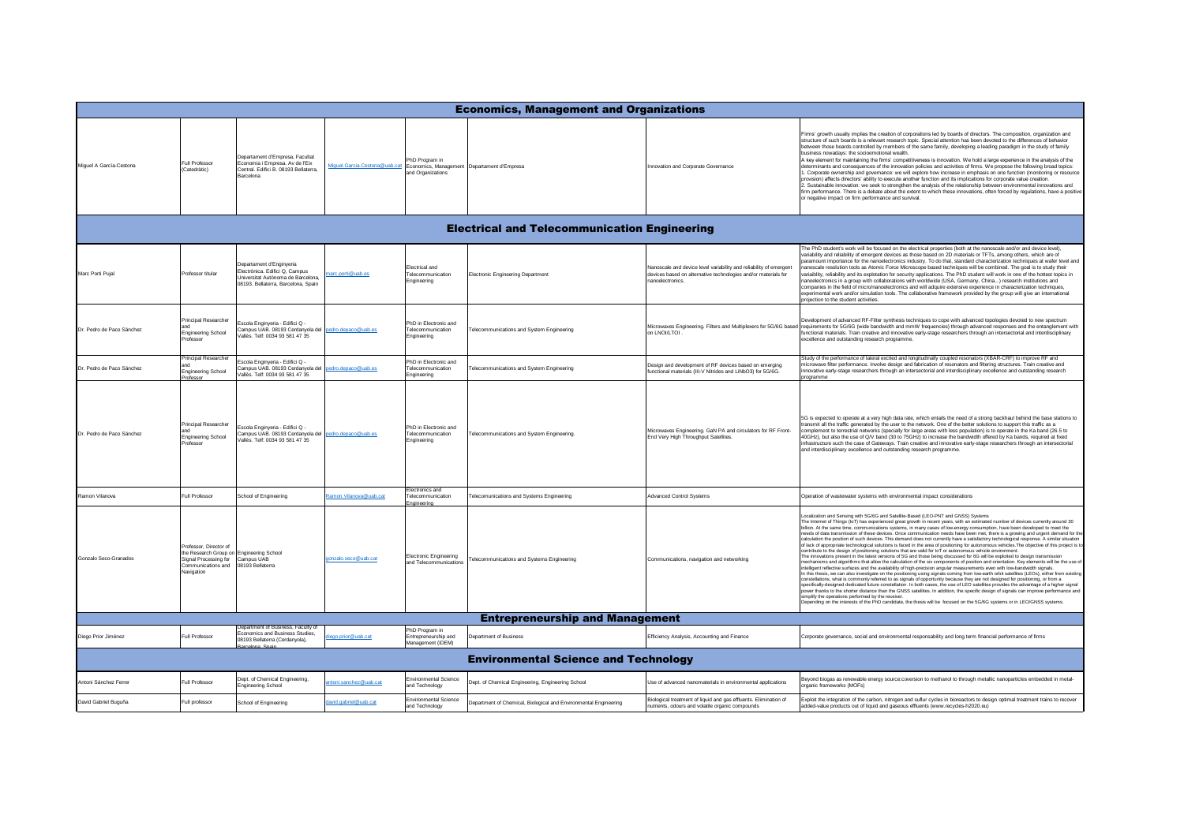## Economics, Management and Organizations

| | | | | | | | |
|---|---|---|---|---|---|---|---|
| Miguel A García-Cestona | Full Professor (Catedràtic) | Departament d'Empresa, Facultat Economia i Empresa. Av de l'Eix Central. Edifici B. 08193 Bellaterra, Barcelona | Miguel.Garcia.Cestona@uab.cat | PhD Program in Economics, Management and Organizations | Departament d'Empresa | Innovation and Corporate Governance | Firms' growth usually implies the creation of corporations led by boards of directors. The composition, organization and structure of such boards is a relevant research topic. Special attention has been devoted to the differences of behavior between those boards controlled by members of the same family, developing a leading paradigm in the study of family business nowadays: the socioemotional wealth. A key element for maintaining the firms' competitiveness is innovation. We hold a large experience in the analysis of the determinants and consequences of the innovation policies and activities of firms. We propose the following broad topics: 1. Corporate ownership and governance: we will explore how increase in emphasis on one function (monitoring or resource provision) affects directors' ability to execute another function and its implications for corporate value creation. 2. Sustainable innovation: we seek to strengthen the analysis of the relationship between environmental innovations and firm performance. There is a debate about the extent to which these innovations, often forced by regulations, have a positive or negative impact on firm performance and survival. |

## Electrical and Telecommunication Engineering

| | | | | | | | |
|---|---|---|---|---|---|---|---|
| Marc Porti Pujal | Professor titular | Departament d'Enginyeria Electrònica. Edifici Q, Campus Universitat Autònoma de Barcelona, 08193. Bellaterra, Barcelona, Spain | marc.porti@uab.es | Electrical and Telecommunication Engineering | Electronic Engineering Department | Nanoscale and device level variability and reliability of emergent devices based on alternative technologies and/or materials for nanoelectronics. | The PhD student's work will be focused on the electrical properties (both at the nanoscale and/or and device level), variability and reliability of emergent devices as those based on 2D materials or TFTs, among others, which are of paramount importance for the nanoelectronics industry. To do that, standard characterization techniques at wafer level and nanoscale resolution tools as Atomic Force Microscope based techniques will be combined. The goal is to study their variability, reliability and its exploitation for security applications. The PhD student will work in one of the hottest topics in nanoelectronics in a group with collaborations with worldwide (USA, Germany, China...) research institutions and companies in the field of micro/nanoelectronics and will adquire extensive experience in characterization techniques, experimental work and/or simulation tools. The collaborative framework provided by the group will give an international projection to the student activities. |
| Dr. Pedro de Paco Sánchez | Principal Researcher and Engineering School Professor | Escola Enginyeria - Edifici Q - Campus UAB. 08193 Cerdanyola del Vallès. Telf: 0034 93 581 47 35 | pedro.depaco@uab.es | PhD in Electronic and Telecommunication Engineering | Telecommunications and System Engineering | Microwaves Engineering. Filters and Multiplexers for 5G/6G based on LNOI/LTOI . | Development of advanced RF-Filter synthesis techniques to cope with advanced topologies devoted to new spectrum requirements for 5G/6G (wide bandwidth and mmW frequencies) through advanced responses and the entanglement with functional materials. Train creative and innovative early-stage researchers through an intersectorial and interdisciplinary excellence and outstanding research programme. |
| Dr. Pedro de Paco Sánchez | Principal Researcher and Engineering School Professor | Escola Enginyeria - Edifici Q - Campus UAB. 08193 Cerdanyola del Vallès. Telf: 0034 93 581 47 35 | pedro.depaco@uab.es | PhD in Electronic and Telecommunication Engineering | Telecommunications and System Engineering | Design and development of RF devices based on emerging functional materials (III-V Nitrides and LiNbO3) for 5G/6G. | Study of the performance of lateral excited and longitudinally coupled resonators (XBAR-CRF) to improve RF and microwave filter performance. Involve design and fabrication of resonators and filtering structures. Train creative and innovative early-stage researchers through an intersectorial and interdisciplinary excellence and outstanding research programme |
| Dr. Pedro de Paco Sánchez | Principal Researcher and Engineering School Professor | Escola Enginyeria - Edifici Q - Campus UAB. 08193 Cerdanyola del Vallès. Telf: 0034 93 581 47 35 | pedro.depaco@uab.es | PhD in Electronic and Telecommunication Engineering | Telecommunications and System Engineering. | Microwaves Engineering. GaN PA and circulators for RF Front-End Very High Throughput Satellites. | 5G is expected to operate at a very high data rate, which entails the need of a strong backhaul behind the base stations to transmit all the traffic generated by the user to the network. One of the better solutions to support this traffic as a complement to terrestrial networks (specially for large areas with less population) is to operate in the Ka band (26.5 to 40GHz), but also the use of Q/V band (30 to 75GHz) to increase the bandwidth offered by Ka bands, required at fixed infrastructure such the case of Gateways. Train creative and innovative early-stage researchers through an intersectorial and interdisciplinary excellence and outstanding research programme. |
| Ramon Vilanova | Full Professor | School of Engineering | Ramon.Vilanova@uab.cat | Electronics and Telecommunication Engineering | Telecommunications and Systems Engineering | Advanced Control Systems | Operation of wastewater systems with environmental impact considerations |
| Gonzalo Seco-Granados | Professor, Director of the Research Group on Signal Processing for Communications and Navigation | Engineering School Campus UAB 08193 Bellaterra | gonzalo.seco@uab.cat | Electronic Engineering and Telecommunications | Telecommunications and Systems Engineering | Communications, navigation and networking | Localization and Sensing with 5G/6G and Satellite-Based (LEO-PNT and GNSS) Systems The Internet of Things (IoT) has experienced great growth in recent years, with an estimated number of devices currently around 30 billion. At the same time, communications systems, in many cases of low-energy consumption, have been developed to meet the needs of data transmission of these devices. Once communication needs have been met, there is a growing and urgent demand for the calculation the position of such devices. This demand does not currently have a satisfactory technological response. A similar situation of lack of appropriate technological solutions is faced in the area of positioning for autonomous vehicles. The objective of this project is to contribute to the design of positioning solutions that are valid for IoT or autonomous vehicle environment. The innovations present in the latest versions of 5G and those being discussed for 6G will be exploited to design transmission mechanisms and algorithms that allow the calculation of the six components of position and orientation. Key elements will be the use of intelligent reflective surfaces and the availability of high-precision angular measurements even with low-bandwidth signals. In this thesis, we can also investigate on the positioning using signals coming from low-earth orbit satellites (LEOs), either from existing constellations, what is commonly referred to as signals of opportunity because they are not designed for positioning, or from a specifically-designed dedicated future constellation. In both cases, the use of LEO satellites provides the advantage of a higher signal power thanks to the shorter distance than the GNSS satellites. In addition, the specific design of signals can improve performance and simplify the operations performed by the receiver. Depending on the interests of the PhD candidate, the thesis will be focused on the 5G/6G systems or in LEO/GNSS systems. |

## Entrepreneurship and Management

| | | | | | | | |
|---|---|---|---|---|---|---|---|
| Diego Prior Jiménez | Full Professor | Department of Business, Faculty of Economics and Business Studies, 08193 Bellaterra (Cerdanyola), Barcelona, Spain | diego.prior@uab.cat | PhD Program in Entrepreneurship and Management (iDEM) | Department of Business | Efficiency Analysis, Accounting and Finance | Corporate governance, social and environmental responsability and long term financial performance of firms |

## Environmental Science and Technology

| | | | | | | | |
|---|---|---|---|---|---|---|---|
| Antoni Sánchez Ferrer | Full Professor | Dept. of Chemical Engineering, Engineering School | antoni.sanchez@uab.cat | Environmental Science and Technology | Dept. of Chemical Engineering, Engineering School | Use of advanced nanomaterials in environmental applications | Beyond biogas as renewable energy source:coversion to methanol to through metallic nanoparticles embedded in metal-organic frameworks (MOFs) |
| David Gabriel Buguña | Full professor | School of Engineering | david.gabriel@uab.cat | Environmental Science and Technology | Department of Chemical, Biological and Environmental Engineering | Biological treatment of liquid and gas effluents. Elimination of nutrients, odours and volatile organic compounds | Exploit the integration of the carbon, nitrogen and sulfur cycles in bioreactors to design optimal treatment trains to recover added-value products out of liquid and gaseous effluents (www.recycles-h2020.eu) |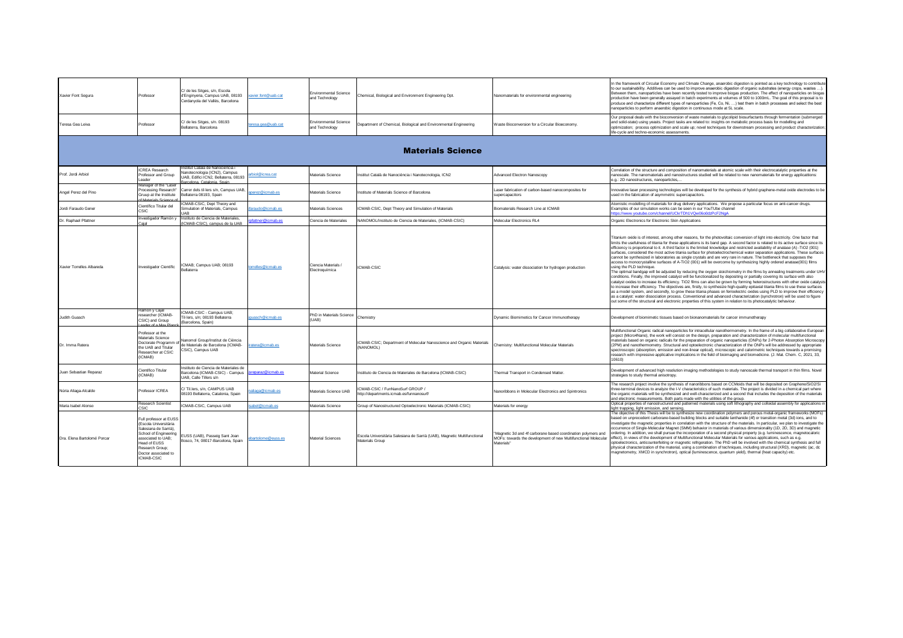| | | | | | | | |
|---|---|---|---|---|---|---|---|
| Xavier Font Segura | Professor | C/ de les Sitges, s/n, Escola d'Enginyeria, Campus UAB, 08193 Cerdanyola del Vallès, Barcelona | xavier.font@uab.cat | Environmental Science and Technology | Chemical, Biological and Environment Engineering Dpt. | Nanomaterials for environmental engineering | In the framework of Circular Economy and Climate Change, anaerobic digestion is pointed as a key technology to contribute to our sustainability. Additives can be used to improve anaerobic digestion of organic substrates (energy crops, wastes ...). Between them, nanoparticles have been recently tested to improve biogas production. The effect of nanoparticles on biogas production have been generally assayed in batch experiments at volumes of 500 to 1000mL. The goal of this proposal is to produce and characterize different types of nanoparticles (Fe, Co, Ni, ...) test them in batch processes and select the best nanoparticles to perform anaerobic digestion in continuous mode at SL scale. |
| Teresa Gea Leiva | Professor | C/ de les Sitges, s/n. 08193 Bellaterra, Barcelona | teresa.gea@uab.cat | Environmental Science and Technology | Department of Chemical, Biological and Environmental Engineering | Waste Bioconversion for a Circular Bioeconomy. | Our proposal deals with the bioconversion of waste materials to glycolipid biosurfactants through fermentation (submerged and solid-state) using yeasts. Project tasks are related to: insights on metabolic process basis for modelling and optimization; process optimization and scale up; novel techniques for downstream processing and product characterization; life-cycle and techno-economic assessments. |

# Materials Science

| | | | | | | | |
|---|---|---|---|---|---|---|---|
| Prof. Jordi Arbiol | ICREA Research Professor and Group Leader | Institut Català de Nanociència i Nanotecnologia (ICN2), Campus UAB, Edifici ICN2, Bellaterra, 08193 Barcelona, Catalonia, Spain | arbiol@icrea.cat | Materials Science | Institut Català de Nanociència i Nanotecnologia, ICN2 | Advanced Electron Nanoscopy | Correlation of the structure and composition of nanomaterials at atomic scale with their electrocatalytic properties at the nanoscale. The nanomaterials and nanostructures studied will be related to new nanomaterials for energy applications: e.g.: 2D nanostructures, nanoparticles,... |
| Angel Perez del Pino | Manager of the "Laser Processing Research" Group at the Institute of Materials Science of | Carrer dels til·lers s/n, Campus UAB, Bellaterra 08193, Spain | aperez@icmab.es | Materials Science | Institute of Materials Science of Barcelona | Laser fabrication of carbon-based nanocomposites for supercapacitors | Innovative laser processing technologies will be developed for the synthesis of hybrid graphene-metal oxide electrodes to be used in the fabrication of asymmetric supercapacitors. |
| Jordi Faraudo Gener | Científico Titular del CSIC | ICMAB-CSIC, Dept Theory and Simulation of Materials, Campus UAB | jfaraudo@icmab.es | Materials Sciences | ICMAB-CSIC, Dept Theory and Simulation of Materials | Biomaterials Research Line at ICMAB | Atomistic modelling of materials for drug delivery applications. We propose a particular focus on anti-cancer drugs. Examples of our simulation works can be seen in our YouTUbe channel https://www.youtube.com/channel/UCkrTDh1VQw06o0dzPcF2NgA |
| Dr. Raphael Pfattner | Investigador Ramón y Cajal | Instituto de Ciencia de Materiales, (ICMAB-CSIC), campus de la UAB | rpfattner@icmab.es | Ciencia de Materiales | NANOMOL/Instituto de Ciencia de Materiales, (ICMAB-CSIC) | Molecular Electronics RL4 | Organic Electronics for Electronic Skin Applications |
| Xavier Torrelles Albareda | Investigador Científic | ICMAB; Campus UAB; 08193 Bellaterra | torrelles@icmab.es | Ciencia Materials / Electroquímica | ICMAB-CSIC | Catalysis: water dissociation for hydrogen production | Titanium oxide is of interest, among other reasons, for the photovoltaic conversion of light into electricity. One factor that limits the usefulness of titania for these applications is its band gap. A second factor is related to its active surface since its efficiency is proportional to it. A third factor is the limited knowledge and restricted availability of anatase (A) -TiO2 (001) surfaces, considered the most active titania surface for photoelectrochemical water separation applications. These surfaces cannot be synthesized in laboratories as single crystals and are very rare in nature. The bottleneck that supposes the access to monocrystalline surfaces of A-TiO2 (001) will be overcome by synthesizing highly ordered anatase(001) films using the PLD technique.<br>The optimal bandgap will be adjusted by reducing the oxygen stoichiometry in the films by annealing treatments under UHV conditions. Finally, the improved catalyst will be functionalized by depositing or partially covering its surface with also catalyst oxides to increase its efficiency. TiO2 films can also be grown by forming heterostructures with other oxide catalysts to increase their efficiency. The objectives are, firstly, to synthesize high-quality epitaxial titania films to use these surfaces as a model system, and secondly, to grow these titania phases on ferroelectric oxides using PLD to improve their efficiency as a catalyst: water dissociation process. Conventional and advanced characterization (synchrotron) will be used to figure out some of the structural and electronic properties of this system in relation to its photocatalytic behaviour. |
| Judith Guasch | Ramón y Cajal researcher (ICMAB-CSIC) and Group Leader of a Max Planck | ICMAB-CSIC - Campus UAB; Til·lers, s/n; 08193 Bellaterra (Barcelona, Spain) | jguasch@icmab.es | PhD in Materials Science (UAB) | Chemistry | Dynamic Biomimetics for Cancer Immunotherapy | Development of biomimetic tissues based on bionanomaterials for cancer immunotherapy |
| Dr. Imma Ratera | Professor at the Materials Science Doctorate Programm of the UAB and Titular Researcher at CSIC (ICMAB) | Nanomol Group/Institut de Ciència de Materials de Barcelona (ICMAB-CSIC), Campus UAB | iratera@icmab.es | Materials Science | ICMAB-CSIC; Department of Molecular Nanoscience and Organic Materials (NANOMOL) | Chemistry: Multifunctional Molecular Materials | Multifunctional Organic radical nanoparticles for intracellular nanothermometry. In the frame of a big collaborative European project (Micro4Nano), the work will consist on the design, preparation and characterization of molecular multifunctional materials based on organic radicals for the preparation of organic nanoparticles (ONPs) for 2-Photon Absorption Microscopy (2PM) and nanothermometry. Structural and optoelectronic characterization of the ONPs will be addressed by appropriate spectroscopic (absorption, emission and non-linear optical), microscopic and calorimetric techniques towards a promising research with impressive applicative implications in the field of bioimaging and biomedicine. (J. Mat. Chem. C, 2021, 33, 10610) |
| Juan Sebastian Reparaz | Científico Titular (ICMAB) | Instituto de Ciencia de Materiales de Barcelona (ICMAB-CSIC) - Campus UAB, Calle Tillers s/n | jreparaz@icmab.es | Material Science | Instituto de Ciencia de Materiales de Barcelona (ICMAB-CSIC) | Thermal Transport in Condensed Matter. | Development of advanced high resolution imaging methodologies to study nanoscale thermal transport in thin films. Novel strategies to study thermal anisotropy. |
| Núria Aliaga-Alcalde | Professor ICREA | C/ Til.lers, s/n, CAMPUS UAB 08193 Bellaterra, Catalonia, Spain | naliaga@icmab.es | Materials Science UAB | ICMAB-CSIC / FunNanoSurf GROUP / http://departments.icmab.es/funnanosurf/ | Nanoribbons in Molecular Electronics and Spintronics | The research project involve the synthesis of nanoribbons based on CCMoids that will be deposited on Graphene/SiO2/Si three-terminal devices to analyze the I-V characteristics of such materials. The project is divided in a chemical part where the organic materials will be synthesized and well-characterized and a second that includes the deposition of the materials and electronic measurements. Both parts made with the utilities of the group. |
| Maria Isabel Alonso | Research Scientist CSIC | ICMAB-CSIC, Campus UAB | isabel@icmab.es | Materials Science | Group of Nanostructured Optoelectronic Materials (ICMAB-CSIC) | Materials for energy | Optical properties of nanostructured and patterned materials using soft lithography and colloidal assembly for applications in light trapping, light emission, and sensing. |
| Dra. Elena Bartolomé Porcar | Full professor at EUSS (Escola Universitària Salesiana de Sarrià), School of Engineering associated to UAB; Head of EUSS Research Group; Doctor associated to ICMAB-CSIC | EUSS (UAB), Passeig Sant Joan Bosco, 74, 08017-Barcelona, Spain | ebartolome@euss.es | Material Sciences | Escola Universitària Salesiana de Sarrià (UAB), Magnetic Multifunctional Materials Group | "Magnetic 3d and 4f carborane based coordination polymers and MOFs: towards the development of new Multifunctional Molecular Materials" | The objective of this Thesis will be to synthesize new coordination polymers and porous metal-organic frameworks (MOFs) based on unprecedent carborane-based building blocks and suitable lanthanide (4f) or transition metal (3d) ions, and to investigate the magnetic properties in correlation with the structure of the materials. In particular, we plan to investigate the occurrence of Single-Molecular Magnet (SMM) behavior in materials of various dimensionality (1D, 2D, 3D) and magnetic ordering. In addition, we shall pursue the incorporation of a second physical property (e.g. luminescence, magnetocaloric effect), in views of the development of Multifunctional Molecular Materials for various applications, such as e.g. optoelectronics, anticounterfeiting or magnetic refrigeration. The PhD will be involved with the chemical synthesis and full physical characterization of the material, using a combination of techniques, including structural (XRD), magnetic (ac, dc magnetometry, XMCD in synchrotron), optical (luminescence, quantum yield), thermal (heat capacity) etc. |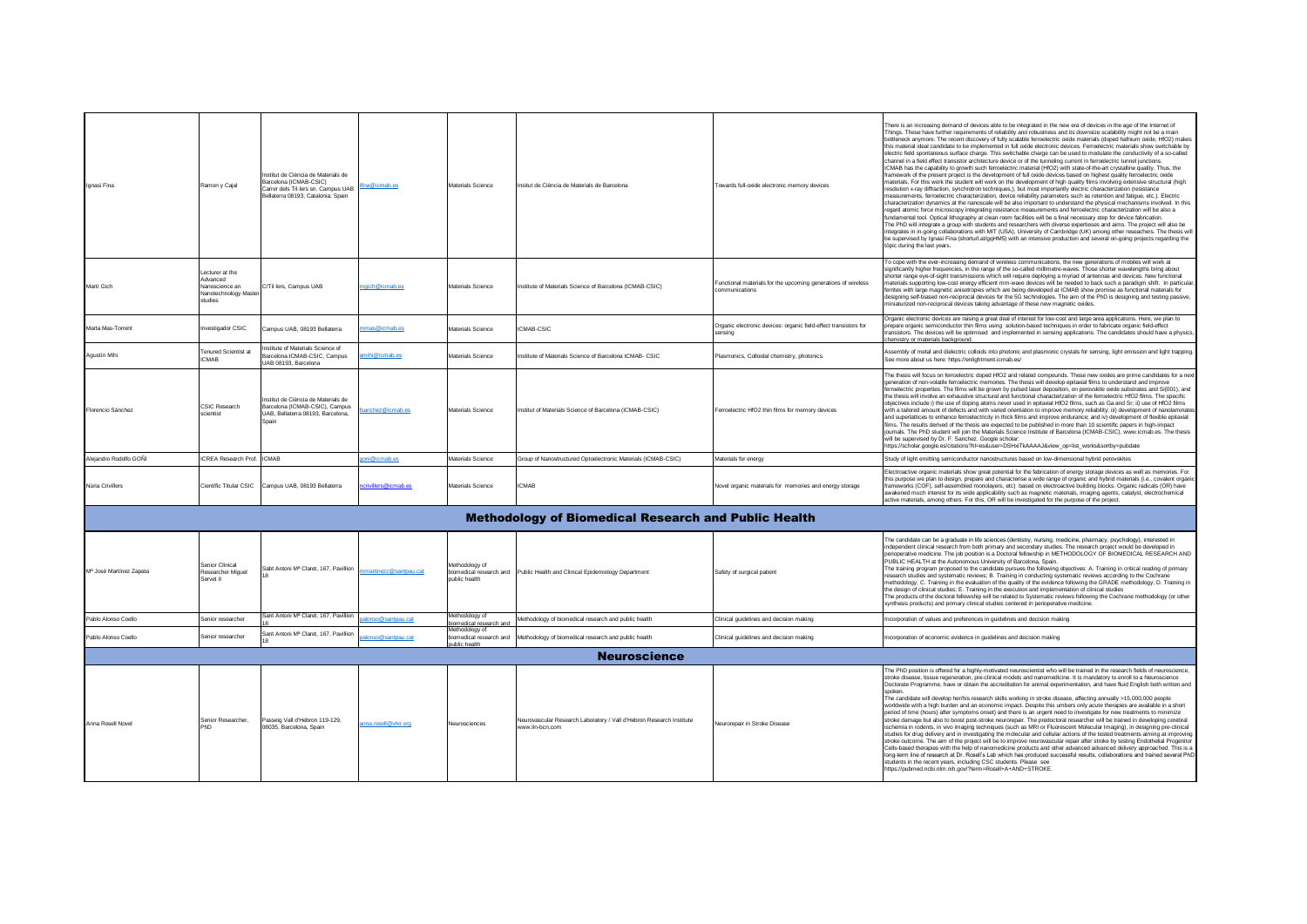| | | | | | | | |
|---|---|---|---|---|---|---|---|
| Ignasi Fina | Ramon y Cajal | Institut de Ciència de Materials de Barcelona (ICMAB-CSIC) Carrer dels Til·lers sn. Campus UAB Bellaterra 08193; Catalonia; Spain | ifina@icmab.es | Materials Science | Insitut de Ciència de Materials de Barcelona | Towards full-oxide electronic memory devices | There is an increasing demand of devices able to be integrated in the new era of devices in the age of the Internet of Things. These have further requirements of reliability and robustness and its downsize scalability might not be a main bottleneck anymore. The recent discovery of fully scalable ferroelectric oxide materials (doped hafnium oxide, HfO2) makes this material ideal candidate to be implemented in full oxide electronic devices. Ferroelectric materials show switchable by electric field spontaneous surface charge. This switchable charge can be used to modulate the conductivity of a so-called channel in a field effect transistor architecture device or of the tunneling current in ferroelectric tunnel junctions. ICMAB has the capability to growth such ferroelectric material (HfO2) with state-of-the-art crystalline quality. Thus, the framework of the present project is the development of full oxide devices based on highest quality ferroelectric oxide materials. For this work the student will work on the development of high quality films involving extensive structural (high resolution x-ray diffraction, synchrotron techniques,), but most importantly electric characterization (resistance measurements, ferroelectric characterization, device reliability parameters such as retention and fatigue, etc.). Electric characterization dynamics at the nanoscale will be also important to understand the physical mechanisms involved. In this regard atomic force microscopy integrating resistance measurements and ferroelectric characterization will be also a fundamental tool. Optical lithography at clean room facilities will be a final necessary step for device fabrication. The PhD will integrate a group with students and researchers with diverse expertises and aims. The project will also be integrates in in-going collaborations with MIT (USA), University of Cambridge (UK) among other reseachers. The thesis will be supervised by Ignasi Fina (shorturl.at/gqHM5) with an intensive production and several on-going projects regarding the topic during the last years. |
| Martí Gich | Lecturer at the Advanced Nanoscience an Nanotechnology Master studies | C/Til·lers, Campus UAB | mgich@icmab.es | Materials Science | Institute of Materials Science of Barcelona (ICMAB-CSIC) | Functional materials for the upcoming generations of wireless communications | To cope with the ever-increasing demand of wireless communications, the new generations of mobiles will work at significantly higher frequencies, in the range of the so-called millimetre-waves. Those shorter wavelengths bring about shorter range eye-of-sight transmissions which will require deploying a myriad of antennas and devices. New functional materials supporting low-cost energy efficient mm-wave devices will be needed to back such a paradigm shift. In particular, ferrites with large magnetic anisotropies which are being developed at ICMAB show promise as functional materials for designing self-biased non-reciprocal devices for the 5G technologies. The aim of the PhD is designing and testing passive, miniaturized non-reciprocal devices taking advantage of these new magnetic oxides. |
| Marta Mas-Torrent | Investigador CSIC | Campus UAB, 08193 Bellaterra | mmas@icmab.es | Materials Science | ICMAB-CSIC | Organic electronic devices: organic field-effect transistors for sensing | Organic electronic devices are raising a great deal of interest for low-cost and large area applications. Here, we plan to prepare organic semiconductor thin films using solution-based techniques in order to fabricate organic field-effect transistors. The devices will be optimised and implemented in sensing applications. The candidates should have a physics, chemistry or materials background. |
| Agustín Mihi | Tenured Scientist at ICMAB | Institute of Materials Science of Barcelona ICMAB-CSIC, Campus UAB 08193, Barcelona | amihi@icmab.es | Materials Science | Institute of Materials Science of Barcelona ICMAB- CSIC | Plasmonics, Colloidal chemistry, photonics | Assembly of metal and dielectric colloids into photonic and plasmonic crystals for sensing, light emission and light trapping. See more about us here: https://enlightment.icmab.es/ |
| Florencio Sánchez | CSIC Research scientist | Institut de Ciència de Materials de Barcelona (ICMAB-CSIC), Campus UAB, Bellaterra 08193, Barcelona, Spain | fsanchez@icmab.es | Materials Science | Institut of Materials Science of Barcelona (ICMAB-CSIC) | Ferroelectric HfO2 thin films for memory devices | The thesis will focus on ferroelectric doped HfO2 and related compounds. These new oxides are prime candidates for a next generation of non-volatile ferroelectric memories. The thesis will develop epitaxial films to understand and improve ferroelectric properties. The films will be grown by pulsed laser deposition, on perovskite oxide substrates and Si(001), and the thesis will involve an exhaustive structural and functional characterization of the ferroelectric HfO2 films. The specific objectives include i) the use of doping atoms never used in epitaxial HfO2 films, such as Ga and Sr; ii) use of HfO2 films with a tailored amount of defects and with varied orientation to improve memory reliability; iii) development of nanolaminates and superlattices to enhance ferroelectricity in thick films and improve endurance; and iv) development of flexible epitaxial films. The results derived of the thesis are expected to be published in more than 10 scientific papers in high-impact journals. The PhD student will join the Materials Science Institute of Barcelona (ICMAB-CSIC), www.icmab.es. The thesis will be supervised by Dr. F. Sanchez. Google scholar: https://scholar.google.es/citations?hl=es&user=DSHxiTkAAAAJ&view_op=list_works&sortby=pubdate |
| Alejandro Rodolfo GOÑI | ICREA Research Prof. | ICMAB | goni@icmab.es | Materials Science | Group of Nanostructured Optoelectronic Materials (ICMAB-CSIC) | Materials for energy | Study of light emitting semiconductor nanostructures based on low-dimensional hybrid perovskites |
| Núria Crivillers | Cientific Titular CSIC | Campus UAB, 08193 Bellaterra | ncrivillers@icmab.es | Materials Science | ICMAB | Novel organic materials for memories and energy storage | Electroactive organic materials show great potential for the fabrication of energy storage devices as well as memories. For this purpose we plan to design, prepare and characterise a wide range of organic and hybrid materials (i.e., covalent organic frameworks (COF), self-assembled monolayers, etc) based on electroactive building blocks. Organic radicals (OR) have awakened much interest for its wide applicability such as magnetic materials, imaging agents, catalyst, electrochemical active materials, among others. For this, OR will be investigated for the purpose of the project. |
| **Methodology of Biomedical Research and Public Health** | | | | | | | |
| Mª José Martínez Zapata | Senior Clinical Researcher Miguel Servet II | Sabt Antoni Mª Claret, 167, Pavillion 18 | mmartinezz@santpau.cat | Methodology of biomedical research and public health | Public Health and Clinical Epidemiology Department | Safety of surgical patient | The candidate can be a graduate in life sciences (dentistry, nursing, medicine, pharmacy, psychology), interested in independent clinical research from both primary and secondary studies. The research project would be developed in perioperative medicine. The job position is a Doctoral fellowship in METHODOLOGY OF BIOMEDICAL RESEARCH AND PUBLIC HEALTH at the Autonomous University of Barcelona, Spain. The training program proposed to the candidate pursues the following objectives: A. Training in critical reading of primary research studies and systematic reviews; B. Training in conducting systematic reviews according to the Cochrane methodology; C. Training in the evaluation of the quality of the evidence following the GRADE methodology; D. Training in the design of clinical studies; E. Training in the execution and implementation of clinical studies The products of the doctoral fellowship will be related to Systematic reviews following the Cochrane methodology (or other synthesis products) and primary clinical studies centered in perioperative medicine. |
| Pablo Alonso Coello | Senior researcher | Sant Antoni Mª Claret, 167, Pavillion 18 | palonso@santpau.cat | Methodology of biomedical research and public health | Methodology of biomedical research and public health | Clinical guidelines and decision making | Incorporation of values and preferences in guidelines and decision making |
| Pablo Alonso Coello | Senior researcher | Sant Antoni Mª Claret, 167, Pavillion 18 | palonso@santpau.cat | Methodology of biomedical research and public health | Methodology of biomedical research and public health | Clinical guidelines and decision making | Incorporation of economic evidence in guidelines and decision making |
| **Neuroscience** | | | | | | | |
| Anna Rosell Novel | Senior Researcher, PhD | Passeig Vall d'Hebron 119-129, 08035, Barcelona, Spain | anna.rosell@vhir.org | Neurosciences | Neurovascular Research Laboratory / Vall d'Hebron Research Institute www.lin-bcn.com | Neurorepair in Stroke Disease | The PhD position is offered for a highly-motivated neuroscientist who will be trained in the research fields of neuroscience, stroke disease, tissue regeneration, pre-clinical models and nanomedicine. It is mandatory to enroll to a Neuroscience Doctorate Programme, have or obtain the accreditation for animal experimentation, and have fluid English both written and spoken. The candidate will develop her/his research skills working in stroke disease, affecting annually >15,000,000 people worldwide with a high burden and an economic impact. Despite this umbers only acute therapies are available in a short period of time (hours) after symptoms onset) and there is an urgent need to investigate for new treatments to minimize stroke damage but also to boost post-stroke neurorepair. The predoctoral researcher will be trained in developing cerebral ischemia in rodents, in vivo imaging techniques (such as MRI or Fluorescent Molecular Imaging), in designing pre-clinical studies for drug delivery and in investigating the molecular and cellular actions of the tested treatments aiming at improving stroke outcome. The aim of the project will be to improve neurovascular repair after stroke by testing Endothelial Progenitor Cells-based therapies with the help of nanomedicine products and other advanced advanced delivery approached. This is a long-term line of research at Dr. Rosell's Lab which has produced successful results, collaborations and trained several PhD students in the recent years, including CSC students. Please see https://pubmed.ncbi.nlm.nih.gov/?term=Rosell+A+AND+STROKE. |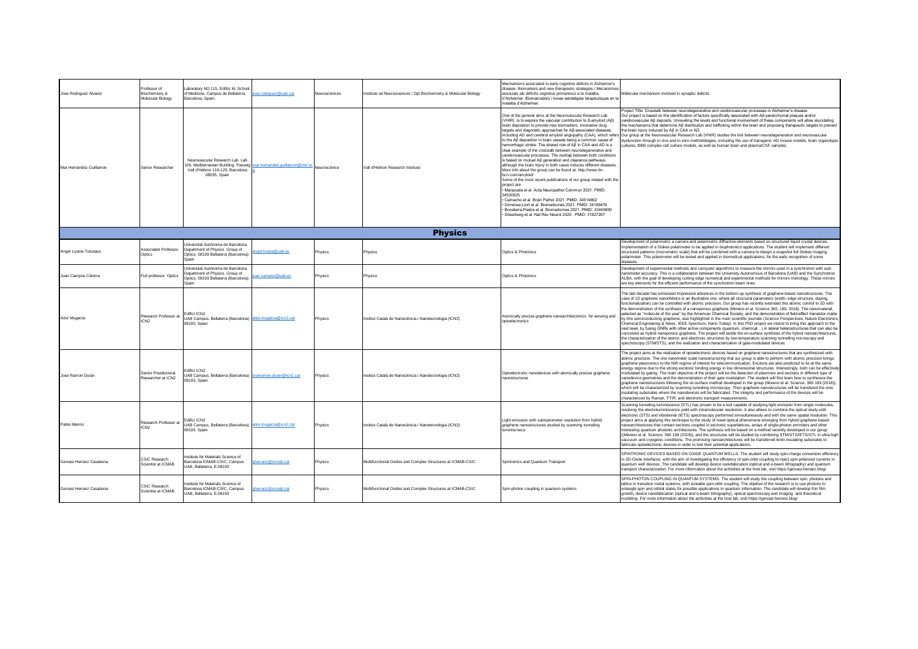| | | | | | | | |
|---|---|---|---|---|---|---|---|
| Jose Rodríguez Alvarez | Professor of Biochemistry & Molecular Biology | Laboratory M2-115, Edifici M, School of Medicine, Campus de Bellaterra, Barcelona, Spain. | jose.rodriguez@uab.cat | Neurosciences | Institute od Neurosciences / Dpt Biochemistry & Molecular Biology | Mechanisms associated to early cognitive deficits in Alzheimer's disease. Biomarkers and new therapeutic strategies / Mecanismes associats als dèficits cognitius primerencs a la malaltia d'Alzheimer. Biomarcadors i noves estratègies terapèutiques en la malaltia d'Alzheimer. | Molecular mechanism involved in synaptic deficits |
| Mar Hernández Guillamon | Senior Researcher | Neurovascular Research Lab. Lab 106, Mediterranean Building. Passeig Vall d'Hebron 119-129, Barcelona 08035, Spain | mar.hernandez.guillamon@vhir.org | Neuroscience | Vall d'Hebron Research Institute | One of the general aims at the Neurovascular Research Lab (VHIR) is to explore the vascular contribution to β-amyloid (Aβ) brain deposition to provide new biomarkers, innovative drug targets and diagnostic approaches for Aβ-associated diseases, including AD and cerebral amyloid angiopathy (CAA), which refers to the Aβ deposition in brain vessels being a common cause of hemorrhagic stroke. The shared role of Aβ in CAA and AD is a clear example of the crosstalk between neurodegenerative and cerebrovascular processes. The overlap between both conditions is based on mutual Aβ generation and clearance pathways, although the brain injury in both cases induces different diseases. More info about the group can be found at: http://www.lin-bcn.com/amyloid/<br>Some of the most recent publications of our group related with the project are:<br>• Marazuela et al. Acta Neuropathol Commun 2021. PMID: 34530925<br>• Camacho et al. Brain Pathol 2021. PMID: 34514662<br>• Giménez-Llort et al. Biomedicines 2021. PMID: 34199476<br>• Bonaterra-Pastra et al. Biomedicines 2021. PMID: 33445800<br>• Greenberg et al. Nat Rev Neurol 2020. PMID: 31827267 | Project Title: Crosstalk between neurodegenerative and cerebrovascular processes in Alzheimer's disease<br>Our project is based on the identification of factors specifically associated with Aβ-parenchymal plaques and/or cerebrovascular Aβ deposits. Unraveling the levels and functional involvement of these components will allow elucidating the mechanisms that determine Aβ distribution and trafficking within the brain and proposing therapeutic targets to prevent the brain injury induced by Aβ in CAA or AD.<br>Our group at the Neurovascular Research Lab (VHIR) studies the link between neurodegeneration and neurovascular dysfunction through in vivo and in vitro methodologies, including the use of transgenic AD mouse models, brain organotypic cultures, BBB complex cell culture models, as well as human brain and plasma/CSF samples. |
| | | | | | **Physics** | | |
| Angel Lizana Tutusaus | Associated Professor. Optics | Universitat Autònoma de Barcelona. Department of Physics. Group of Optics. 08193 Bellaterra (Barcelona) Spain | angel.lizana@uab.es | Physics | Physics | Optics & Photonics | Development of polarimetric a camera and polarimetric diffractive elements based on structured liquid crystal devices. Implementation of a Stokes polarimeter to be applied in biophotonics applications. The student will implement different structured patterns (micrometric scale) that will be combined with a camera to design a snapshot full Stokes imaging polarimeter. This polarimeter will be tested and applied in biomedical applications, for the early recognition of some diseases. |
| Juan Campos Coloma | Full professor. Optics | Universitat Autònoma de Barcelona. Department of Physics. Group of Optics. 08193 Bellaterra (Barcelona) Spain | juan.campos@uab.es | Physics | Physics | Optics & Photonics | Development of experimental methods and computer algorithms to measure the mirrors used in a synchrotron with sub-nanometer accuracy. This is a collaboration between the University Autonomous of Barcelona (UAB) and the Synchrotron ALBA, with the goal of developing cutting edge numerical and experimental methods for mirrors metrology. These mirrors are key elements for the efficient performance of the synchrotron beam lines. |
| Aitor Mugarza | Research Professor at ICN2 | Edifici ICN2 UAB Campus, Bellaterra (Barcelona) 08193, Spain | aitor.mugarza@icn2.cat | Physics | Institut Català de Nanociència i Nanotecnologia (ICN2) | Atomically precise graphene nanoarchitectonics for sensing and optoelectronics | The last decade has witnessed impressive advances in the bottom-up synthesis of graphene-based nanostructures. The case of 1D graphene nanoribbons is an illustrative one, where all structural parameters (width, edge structure, doping, functionalization) can be controlled with atomic precision. Our group has recently extended this atomic control to 2D with the demonstration of the synthesis of a nanoporous graphene (Moreno et al. Science 360, 199, 2018). The nanomaterial, selected as "molecule of the year" by the American Chemical Society, and the demonstration of field-effect transistor made by this semiconducting graphene, was highlighted in the main scientific journals (Science Perspectives, Nature Electronics, Chemical Engineering & News, IEEE Spectrum, Nano Today). In this PhD project we intend to bring this approach to the next level, by fusing GNRs with other active components (quantum, chemical…) in lateral heterostructures that can also be conceived as hybrid nanoporous graphene. The project will tackle the on-surface synthesis of the hybrid nanoarchitectures, the characterization of the atomic and electronic structures by low-temperature scanning tunnelling microscopy and spectroscopy (STM/STS), and the realization and characterization of gate-modulated devices. |
| Jose Ramon Duran | Senior Postdoctoral Researcher at ICN2 | Edifici ICN2 UAB Campus, Bellaterra (Barcelona) 08193, Spain | joseramon.duran@icn2.cat | Physics | Institut Català de Nanociència i Nanotecnologia (ICN2) | Optoelectronic nanodevices with atomically precise graphene nanostructures | The project aims at the realization of optoelectronic devices based on graphene nanostructures that are synthesized with atomic precision. The one nanometer scale nanostructuring that our group is able to perform with atomic precision brings graphene plasmonics to the NIR regime of interest for telecommunication. Excitons are also predicted to lie at the same energy regime due to the strong excitonic binding energy in low dimensional structures. Interestingly, both can be effectively modulated by gating. The main objective of the project will be the detection of plasmons and excitons in different type of nanodevice geometries and the demonstration of their gate modulation. The student will first learn how to synthesize the graphene nanostructures following the on-surface method developed in the group (Moreno et al. Science, 360 199 (2018)), which will be characterized by scanning tunneling microscopy. Then graphene nanostructures will be transfered the onto insulating substrates where the nanodevices will be fabricated. The integrity and performance of the devices will be characterized by Raman, FTIR, and electronic transport measurements. |
| Pablo Merino | Research Professor at ICN2 | Edifici ICN2 UAB Campus, Bellaterra (Barcelona) 08193, Spain | aitor.mugarza@icn2.cat | Physics | Institut Català de Nanociència i Nanotecnologia (ICN2) | Light-emission with subnanometer resolution from hybrid graphene nanostructures studied by scanning tunneling luminiscnece | Scanning tunnelling luminiscence (STL) has proven to be a tool capable of studying light emission from single molecules, resolving the electroluminiscence yield with intramolecular resolution. It also allows to combine the optical study with electronic (STS) and vibrational (IETS) spectroscopy performed simoultaneously and with the same spatial resolution. This project aims at applying this technique to the study of novel optical phenomena emerging from hybrid graphene-based nanoarchitectures that contain excitons coupled in excitonic superlattices, arrays of single-photon emmiters and other interesting quantum photonic architectures. The synthesis will be based on a method recently developed in our gorup ((Moreno et al. Science, 360 199 (2018)), and the structures will be studied by combining STM/STS/IETS/STL in ultra-high vaccuum and cryogenic conditions. The promising nanoarchitectures will be transferred lonto insulating substrates to fabricate optoelectronic devices in order to test their potential applications. |
| Gervasi Herranz Casabona | CSIC Research Scientist at ICMAB | Institute for Materials Science of Barcelona ICMAB-CSIC, Campus UAB, Bellaterra, E-08193 | gherranz@icmab.cat | Physics | Multifunctional Oxides and Complex Structures at ICMAB-CSIC | Spintronics and Quantum Transport | SPINTRONIC DEVICES BASED ON OXIDE QUANTUM WELLS. The student will study spin-charge conversion efficiency in 2D-Oxide interfaces, with the aim of investigating the efficiency of spin-orbit coupling to inject spin-polarized currents in quantum well devices. The candidate will develop device nanofabication (optical and e-beam lithography) and quantum transport characterization. For more information about the activities at the host lab, visit https://gervasi-herranz.blog/ |
| Gervasi Herranz Casabona | CSIC Research Scientist at ICMAB | Institute for Materials Science of Barcelona ICMAB-CSIC, Campus UAB, Bellaterra, E-08193 | gherranz@icmab.cat | Physics | Multifunctional Oxides and Complex Structures at ICMAB-CSIC | Spin-photon coupling in quantum systems | SPIN-PHOTON COUPLING IN QUANTUM SYSTEMS. The student will study the coupling between spin, photons and lattice in transition metal systems, with sizeable spin-orbit coupling. The objective of the research is to use photons to entangle spin and orbital states for possible applications in quantum information. The candidate will develop thin film growth, device nanofabication (optical and e-beam lithography), optical spectroscopy and imaging and theoretical modeling. For more information about the activities at the host lab, visit https://gervasi-herranz.blog/ |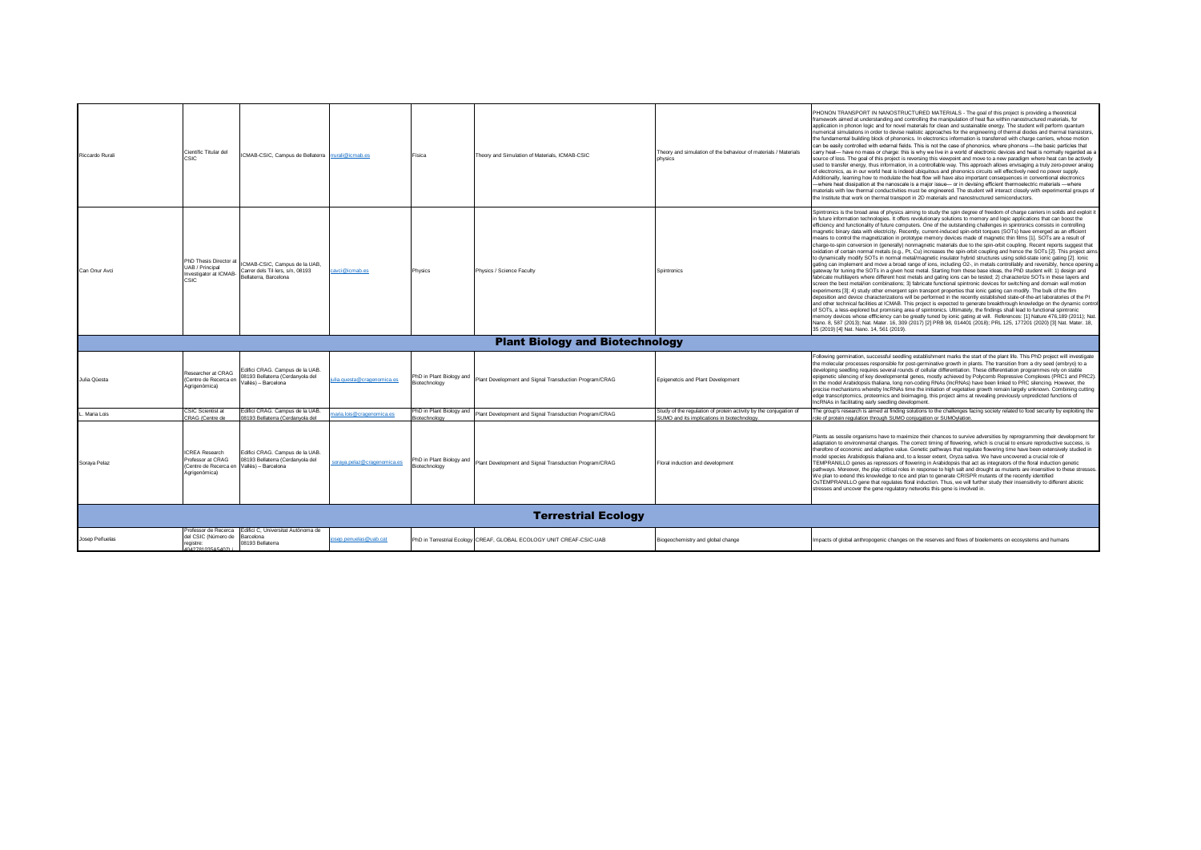| | | | | | | | |
|---|---|---|---|---|---|---|---|
| Riccardo Rurali | Cientific Titular del CSIC | ICMAB-CSIC, Campus de Bellaterra | rrurali@icmab.es | Física | Theory and Simulation of Materials, ICMAB-CSIC | Theory and simulation of the behaviour of materials / Materials physics | PHONON TRANSPORT IN NANOSTRUCTURED MATERIALS - The goal of this project is providing a theoretical framework aimed at understanding and controlling the manipulation of heat flux within nanostructured materials, for application in phonon logic and for novel materials for clean and sustainable energy. The student will perform quantum numerical simulations in order to devise realistic approaches for the engineering of thermal diodes and thermal transistors, the fundamental building block of phononics. In electronics information is transferred with charge carriers, whose motion can be easily controlled with external fields. This is not the case of phononics, where phonons —the basic particles that carry heat— have no mass or charge: this is why we live in a world of electronic devices and heat is normally regarded as a source of loss. The goal of this project is reversing this viewpoint and move to a new paradigm where heat can be actively used to transfer energy, thus information, in a controllable way. This approach allows envisaging a truly zero-power analog of electronics, as in our world heat is indeed ubiquitous and phononics circuits will effectively need no power supply. Additionally, learning how to modulate the heat flow will have also important consequences in conventional electronics —where heat dissipation at the nanoscale is a major issue— or in devising efficient thermoelectric materials —where materials with low thermal conductivities must be engineered. The student will interact closely with experimental groups of the Institute that work on thermal transport in 2D materials and nanostructured semiconductors. |
| Can Onur Avci | PhD Thesis Director at UAB / Principal Investigator at ICMAB-CSIC | ICMAB-CSIC, Campus de la UAB, Carrer dels Til·lers, s/n, 08193 Bellaterra, Barcelona | cavci@icmab.es | Physics | Physics / Science Faculty | Spintronics | Spintronics is the broad area of physics aiming to study the spin degree of freedom of charge carriers in solids and exploit it in future information technologies. It offers revolutionary solutions to memory and logic applications that can boost the efficiency and functionality of future computers. One of the outstanding challenges in spintronics consists in controlling magnetic binary data with electricity. Recently, current-induced spin-orbit torques (SOTs) have emerged as an efficient means to control the magnetization in prototype memory devices made of magnetic thin films [1]. SOTs are a result of charge-to-spin conversion in (generally) nonmagnetic materials due to the spin-orbit coupling. Recent reports suggest that oxidation of certain normal metals (e.g., Pt, Cu) increases the spin-orbit coupling and hence the SOTs [2]. This project aims to dynamically modify SOTs in normal metal/magnetic insulator hybrid structures using solid-state ionic gating [2]. Ionic gating can implement and move a broad range of ions, including O2-, in metals controllably and reversibly, hence opening a gateway for tuning the SOTs in a given host metal. Starting from these base ideas, the PhD student will: 1) design and fabricate multilayers where different host metals and gating ions can be tested; 2) characterize SOTs in these layers and screen the best metal/ion combinations; 3) fabricate functional spintronic devices for switching and domain wall motion experiments [3]; 4) study other emergent spin transport properties that ionic gating can modify. The bulk of the film deposition and device characterizations will be performed in the recently established state-of-the-art laboratories of the PI and other technical facilities at ICMAB. This project is expected to generate breakthrough knowledge on the dynamic control of SOTs, a less-explored but promising area of spintronics. Ultimately, the findings shall lead to functional spintronic memory devices whose efficiency can be greatly tuned by ionic gating at will. References: [1] Nature 476,189 (2011); Nat. Nano. 8, 587 (2013); Nat. Mater. 16, 309 (2017) [2] PRB 98, 014401 (2018); PRL 125, 177201 (2020) [3] Nat. Mater. 18, 35 (2019) [4] Nat. Nano. 14, 561 (2019). |
| **Plant Biology and Biotechnology** | | | | | | | |
| Julia Qüesta | Researcher at CRAG (Centre de Recerca en Agrigenòmica) | Edifici CRAG. Campus de la UAB. 08193 Bellaterra (Cerdanyola del Vallès) – Barcelona | julia.questa@cragenomica.es | PhD in Plant Biology and Biotechnology | Plant Development and Signal Transduction Program/CRAG | Epigenetcis and Plant Development | Following germination, successful seedling establishment marks the start of the plant life. This PhD project will investigate the molecular processes responsible for post-germinative growth in plants. The transition from a dry seed (embryo) to a developing seedling requires several rounds of cellular differentiation. These differentiation programmes rely on stable epigenetic silencing of key developmental genes, mostly achieved by Polycomb Repressive Complexes (PRC1 and PRC2). In the model Arabidopsis thaliana, long non-coding RNAs (lncRNAs) have been linked to PRC silencing. However, the precise mechanisms whereby lncRNAs time the initiation of vegetative growth remain largely unknown. Combining cutting edge transcriptomics, proteomics and bioimaging, this project aims at revealing previously unpredicted functions of lncRNAs in facilitating early seedling development. |
| L. Maria Lois | CSIC Scientist at CRAG (Centre de | Edifici CRAG. Campus de la UAB. 08193 Bellaterra (Cerdanyola del | maria.lois@cragenomica.es | PhD in Plant Biology and Biotechnology | Plant Development and Signal Transduction Program/CRAG | Study of the regulation of protein activity by the conjugation of SUMO and its implications in biotechnology. | The group's research is aimed at finding solutions to the challenges facing society related to food security by exploiting the role of protein regulation through SUMO conjugation or SUMOylation. |
| Soraya Pelaz | ICREA Research Professor at CRAG (Centre de Recerca en Agrigenòmica) | Edifici CRAG. Campus de la UAB. 08193 Bellaterra (Cerdanyola del Vallès) – Barcelona | soraya.pelaz@cragenomica.es | PhD in Plant Biology and Biotechnology | Plant Development and Signal Transduction Program/CRAG | Floral induction and development | Plants as sessile organisms have to maximize their chances to survive adversities by reprogramming their development for adaptation to environmental changes. The correct timing of flowering, which is crucial to ensure reproductive success, is therefore of economic and adaptive value. Genetic pathways that regulate flowering time have been extensively studied in model species Arabidopsis thaliana and, to a lesser extent, Oryza sativa. We have uncovered a crucial role of TEMPRANILLO genes as repressors of flowering in Arabidopsis that act as integrators of the floral induction genetic pathways. Moreover, the play critical roles in response to high salt and drought as mutants are insensitive to these stresses. We plan to extend this knowledge to rice and plan to generate CRISPR mutants of the recently identified OsTEMPRANILLO gene that regulates floral induction. Thus, we will further study their insensitivity to different abiotic stresses and uncover the gene regulatory networks this gene is involved in. |
| **Terrestrial Ecology** | | | | | | | |
| Josep Peñuelas | Professor de Recerca del CSIC (Número de registre: 4042781035A5402) | Edifici C, Universitat Autònoma de Barcelona 08193 Bellaterra | josep.penuelas@uab.cat | PhD in Terrestrial Ecology | CREAF, GLOBAL ECOLOGY UNIT CREAF-CSIC-UAB | Biogeochemistry and global change | Impacts of global anthropogenic changes on the reserves and flows of bioelements on ecosystems and humans |